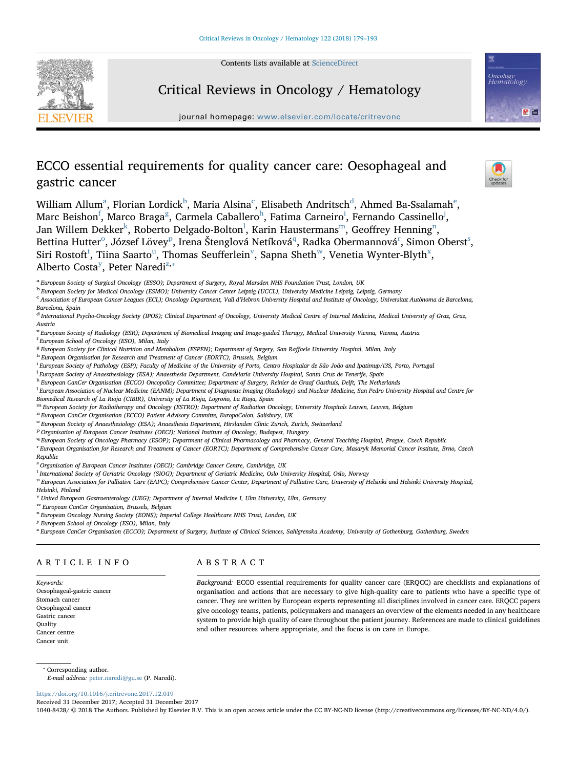# ECCO essential requirements for quality cancer care: Oesophageal and gastric cancer

William Allum[a], Florian Lordick[b], Maria Alsina[c], Elisabeth Andritsch[d], Ahmed Ba-Ssalamah[e], Marc Beishon[f], Marco Braga[g], Carmela Caballero[h], Fatima Carneiro[i], Fernando Cassinello[j], Jan Willem Dekker[k], Roberto Delgado-Bolton[l], Karin Haustermans[m], Geoffrey Henning[n], Bettina Hutter[o], József Lövey[p], Irena Štenglová Netíková[q], Radka Obermannová[r], Simon Oberst[s], Siri Rostoft[t], Tiina Saarto[u], Thomas Seufferlein[v], Sapna Sheth[w], Venetia Wynter-Blyth[x], Alberto Costa[y], Peter Naredi[z,*]

[a] European Society of Surgical Oncology (ESSO); Department of Surgery, Royal Marsden NHS Foundation Trust, London, UK
[b] European Society for Medical Oncology (ESMO); University Cancer Center Leipzig (UCCL), University Medicine Leipzig, Leipzig, Germany
[c] Association of European Cancer Leagues (ECL); Oncology Department, Vall d'Hebron University Hospital and Institute of Oncology, Universitat Autònoma de Barcelona, Barcelona, Spain
[d] International Psycho-Oncology Society (IPOS); Clinical Department of Oncology, University Medical Centre of Internal Medicine, Medical University of Graz, Graz, Austria
[e] European Society of Radiology (ESR); Department of Biomedical Imaging and Image-guided Therapy, Medical University Vienna, Vienna, Austria
[f] European School of Oncology (ESO), Milan, Italy
[g] European Society for Clinical Nutrition and Metabolism (ESPEN); Department of Surgery, San Raffaele University Hospital, Milan, Italy
[h] European Organisation for Research and Treatment of Cancer (EORTC), Brussels, Belgium
[i] European Society of Pathology (ESP); Faculty of Medicine of the University of Porto, Centro Hospitalar de São João and Ipatimup/i3S, Porto, Portugal
[j] European Society of Anaesthesiology (ESA); Anaesthesia Department, Candelaria University Hospital, Santa Cruz de Tenerife, Spain
[k] European CanCer Organisation (ECCO) Oncopolicy Committee; Department of Surgery, Reinier de Graaf Gasthuis, Delft, The Netherlands
[l] European Association of Nuclear Medicine (EANM); Department of Diagnostic Imaging (Radiology) and Nuclear Medicine, San Pedro University Hospital and Centre for Biomedical Research of La Rioja (CIBIR), University of La Rioja, Logroño, La Rioja, Spain
[m] European Society for Radiotherapy and Oncology (ESTRO); Department of Radiation Oncology, University Hospitals Leuven, Leuven, Belgium
[n] European CanCer Organisation (ECCO) Patient Advisory Committe, EuropaColon, Salisbury, UK
[o] European Society of Anaesthesiology (ESA); Anaesthesia Department, Hirslanden Clinic Zurich, Zurich, Switzerland
[p] Organisation of European Cancer Institutes (OECI); National Institute of Oncology, Budapest, Hungary
[q] European Society of Oncology Pharmacy (ESOP); Department of Clinical Pharmacology and Pharmacy, General Teaching Hospital, Prague, Czech Republic
[r] European Organisation for Research and Treatment of Cancer (EORTC); Department of Comprehensive Cancer Care, Masaryk Memorial Cancer Institute, Brno, Czech Republic
[s] Organisation of European Cancer Institutes (OECI); Cambridge Cancer Centre, Cambridge, UK
[t] International Society of Geriatric Oncology (SIOG); Department of Geriatric Medicine, Oslo University Hospital, Oslo, Norway
[u] European Association for Palliative Care (EAPC); Comprehensive Cancer Center, Department of Palliative Care, University of Helsinki and Helsinki University Hospital, Helsinki, Finland
[v] United European Gastroenterology (UEG); Department of Internal Medicine I, Ulm University, Ulm, Germany
[w] European CanCer Organisation, Brussels, Belgium
[x] European Oncology Nursing Society (EONS); Imperial College Healthcare NHS Trust, London, UK
[y] European School of Oncology (ESO), Milan, Italy
[z] European CanCer Organisation (ECCO); Department of Surgery, Institute of Clinical Sciences, Sahlgrenska Academy, University of Gothenburg, Gothenburg, Sweden

## ARTICLE INFO

*Keywords:*
Oesophageal-gastric cancer
Stomach cancer
Oesophageal cancer
Gastric cancer
Quality
Cancer centre
Cancer unit

## ABSTRACT

*Background:* ECCO essential requirements for quality cancer care (ERQCC) are checklists and explanations of organisation and actions that are necessary to give high-quality care to patients who have a specific type of cancer. They are written by European experts representing all disciplines involved in cancer care. ERQCC papers give oncology teams, patients, policymakers and managers an overview of the elements needed in any healthcare system to provide high quality of care throughout the patient journey. References are made to clinical guidelines and other resources where appropriate, and the focus is on care in Europe.

\* Corresponding author.
*E-mail address:* peter.naredi@gu.se (P. Naredi).

https://doi.org/10.1016/j.critrevonc.2017.12.019
Received 31 December 2017; Accepted 31 December 2017
1040-8428/ © 2018 The Authors. Published by Elsevier B.V. This is an open access article under the CC BY-NC-ND license (http://creativecommons.org/licenses/BY-NC-ND/4.0/).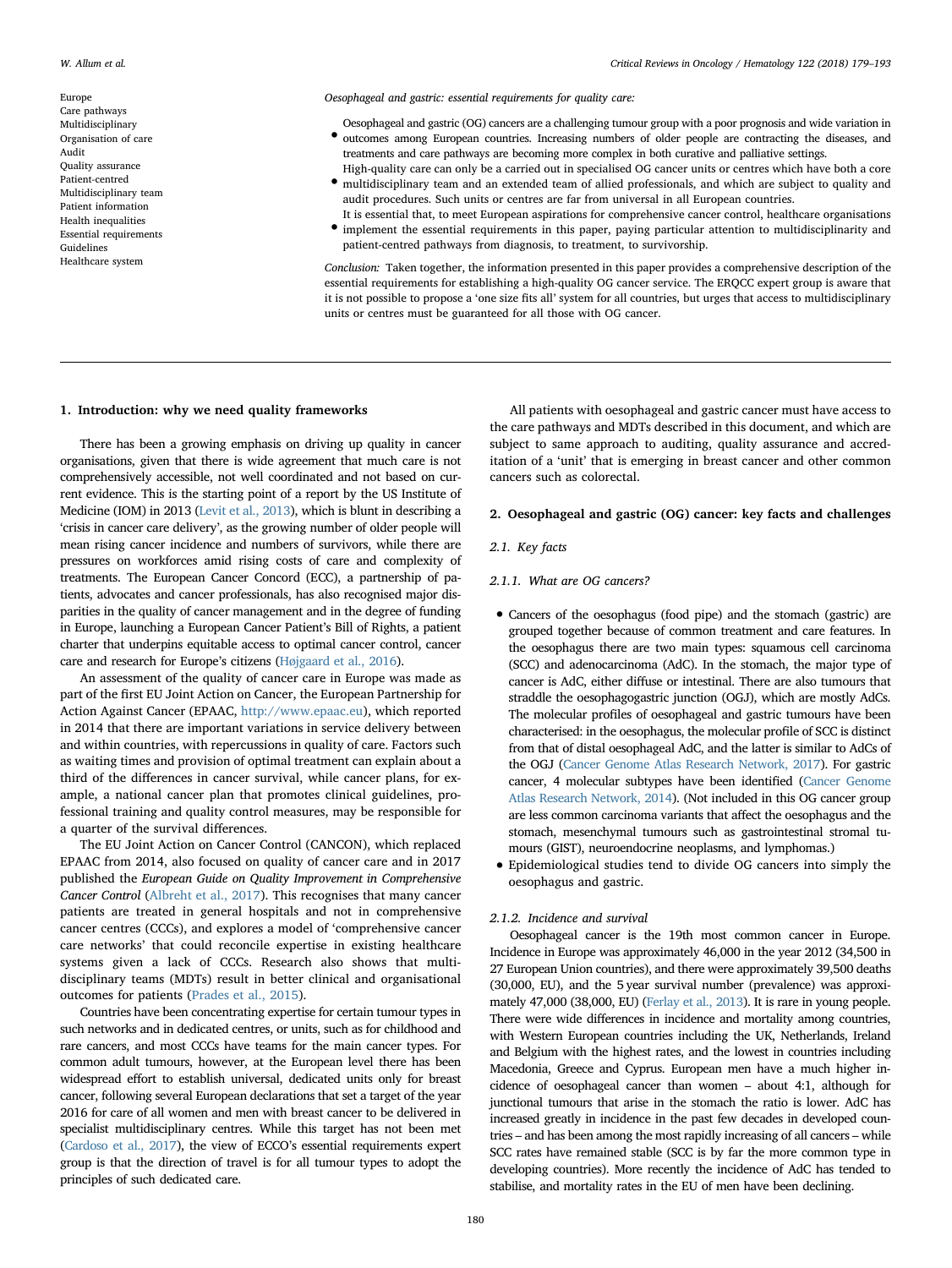Europe
Care pathways
Multidisciplinary
Organisation of care
Audit
Quality assurance
Patient-centred
Multidisciplinary team
Patient information
Health inequalities
Essential requirements
Guidelines
Healthcare system

*Oesophageal and gastric: essential requirements for quality care:*

- Oesophageal and gastric (OG) cancers are a challenging tumour group with a poor prognosis and wide variation in outcomes among European countries. Increasing numbers of older people are contracting the diseases, and treatments and care pathways are becoming more complex in both curative and palliative settings.
- High-quality care can only be carried out in specialised OG cancer units or centres which have both a core multidisciplinary team and an extended team of allied professionals, and which are subject to quality and audit procedures. Such units or centres are far from universal in all European countries.
- It is essential that, to meet European aspirations for comprehensive cancer control, healthcare organisations implement the essential requirements in this paper, paying particular attention to multidisciplinarity and patient-centred pathways from diagnosis, to treatment, to survivorship.

*Conclusion:* Taken together, the information presented in this paper provides a comprehensive description of the essential requirements for establishing a high-quality OG cancer service. The ERQCC expert group is aware that it is not possible to propose a 'one size fits all' system for all countries, but urges that access to multidisciplinary units or centres must be guaranteed for all those with OG cancer.

## 1. Introduction: why we need quality frameworks

There has been a growing emphasis on driving up quality in cancer organisations, given that there is wide agreement that much care is not comprehensively accessible, not well coordinated and not based on current evidence. This is the starting point of a report by the US Institute of Medicine (IOM) in 2013 (Levit et al., 2013), which is blunt in describing a 'crisis in cancer care delivery', as the growing number of older people will mean rising cancer incidence and numbers of survivors, while there are pressures on workforces amid rising costs of care and complexity of treatments. The European Cancer Concord (ECC), a partnership of patients, advocates and cancer professionals, has also recognised major disparities in the quality of cancer management and in the degree of funding in Europe, launching a European Cancer Patient's Bill of Rights, a patient charter that underpins equitable access to optimal cancer control, cancer care and research for Europe's citizens (Højgaard et al., 2016).

An assessment of the quality of cancer care in Europe was made as part of the first EU Joint Action on Cancer, the European Partnership for Action Against Cancer (EPAAC, http://www.epaac.eu), which reported in 2014 that there are important variations in service delivery between and within countries, with repercussions in quality of care. Factors such as waiting times and provision of optimal treatment can explain about a third of the differences in cancer survival, while cancer plans, for example, a national cancer plan that promotes clinical guidelines, professional training and quality control measures, may be responsible for a quarter of the survival differences.

The EU Joint Action on Cancer Control (CANCON), which replaced EPAAC from 2014, also focused on quality of cancer care and in 2017 published the *European Guide on Quality Improvement in Comprehensive Cancer Control* (Albreht et al., 2017). This recognises that many cancer patients are treated in general hospitals and not in comprehensive cancer centres (CCCs), and explores a model of 'comprehensive cancer care networks' that could reconcile expertise in existing healthcare systems given a lack of CCCs. Research also shows that multidisciplinary teams (MDTs) result in better clinical and organisational outcomes for patients (Prades et al., 2015).

Countries have been concentrating expertise for certain tumour types in such networks and in dedicated centres, or units, such as for childhood and rare cancers, and most CCCs have teams for the main cancer types. For common adult tumours, however, at the European level there has been widespread effort to establish universal, dedicated units only for breast cancer, following several European declarations that set a target of the year 2016 for care of all women and men with breast cancer to be delivered in specialist multidisciplinary centres. While this target has not been met (Cardoso et al., 2017), the view of ECCO's essential requirements expert group is that the direction of travel is for all tumour types to adopt the principles of such dedicated care.

All patients with oesophageal and gastric cancer must have access to the care pathways and MDTs described in this document, and which are subject to same approach to auditing, quality assurance and accreditation of a 'unit' that is emerging in breast cancer and other common cancers such as colorectal.

## 2. Oesophageal and gastric (OG) cancer: key facts and challenges

### 2.1. Key facts

#### 2.1.1. What are OG cancers?

- Cancers of the oesophagus (food pipe) and the stomach (gastric) are grouped together because of common treatment and care features. In the oesophagus there are two main types: squamous cell carcinoma (SCC) and adenocarcinoma (AdC). In the stomach, the major type of cancer is AdC, either diffuse or intestinal. There are also tumours that straddle the oesophagogastric junction (OGJ), which are mostly AdCs. The molecular profiles of oesophageal and gastric tumours have been characterised: in the oesophagus, the molecular profile of SCC is distinct from that of distal oesophageal AdC, and the latter is similar to AdCs of the OGJ (Cancer Genome Atlas Research Network, 2017). For gastric cancer, 4 molecular subtypes have been identified (Cancer Genome Atlas Research Network, 2014). (Not included in this OG cancer group are less common carcinoma variants that affect the oesophagus and the stomach, mesenchymal tumours such as gastrointestinal stromal tumours (GIST), neuroendocrine neoplasms, and lymphomas.)
- Epidemiological studies tend to divide OG cancers into simply the oesophagus and gastric.

#### 2.1.2. Incidence and survival

Oesophageal cancer is the 19th most common cancer in Europe. Incidence in Europe was approximately 46,000 in the year 2012 (34,500 in 27 European Union countries), and there were approximately 39,500 deaths (30,000, EU), and the 5 year survival number (prevalence) was approximately 47,000 (38,000, EU) (Ferlay et al., 2013). It is rare in young people. There were wide differences in incidence and mortality among countries, with Western European countries including the UK, Netherlands, Ireland and Belgium with the highest rates, and the lowest in countries including Macedonia, Greece and Cyprus. European men have a much higher incidence of oesophageal cancer than women – about 4:1, although for junctional tumours that arise in the stomach the ratio is lower. AdC has increased greatly in incidence in the past few decades in developed countries – and has been among the most rapidly increasing of all cancers – while SCC rates have remained stable (SCC is by far the more common type in developing countries). More recently the incidence of AdC has tended to stabilise, and mortality rates in the EU of men have been declining.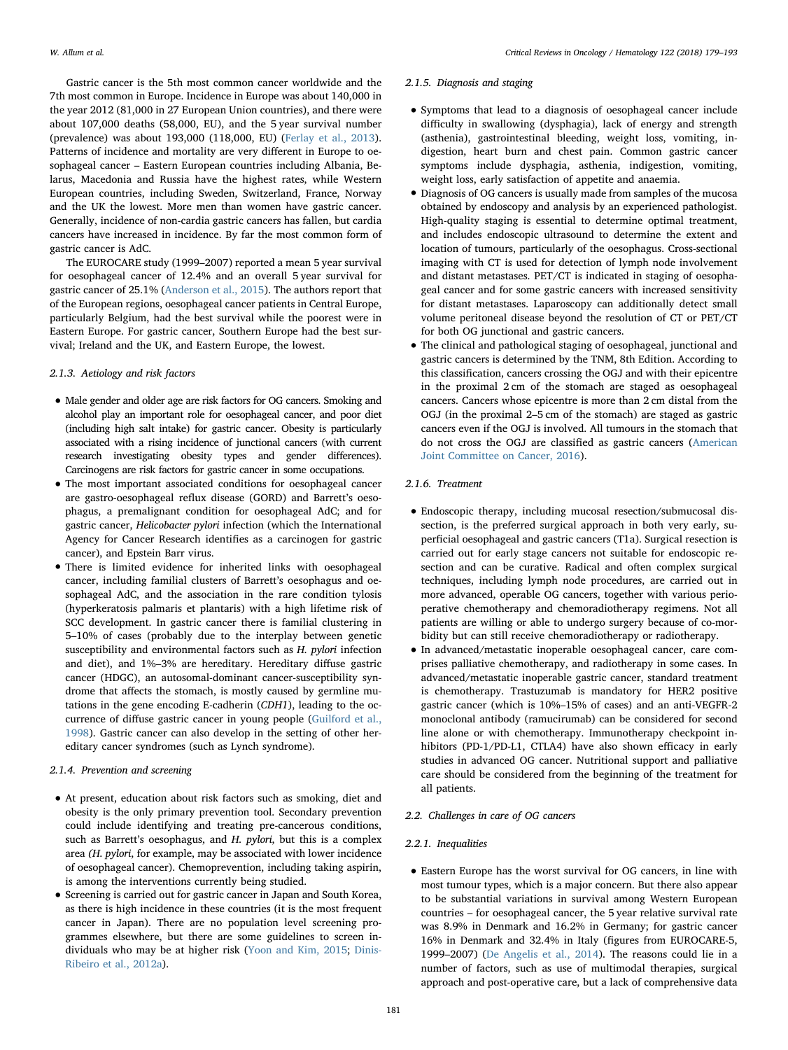Gastric cancer is the 5th most common cancer worldwide and the 7th most common in Europe. Incidence in Europe was about 140,000 in the year 2012 (81,000 in 27 European Union countries), and there were about 107,000 deaths (58,000, EU), and the 5 year survival number (prevalence) was about 193,000 (118,000, EU) (Ferlay et al., 2013). Patterns of incidence and mortality are very different in Europe to oesophageal cancer – Eastern European countries including Albania, Belarus, Macedonia and Russia have the highest rates, while Western European countries, including Sweden, Switzerland, France, Norway and the UK the lowest. More men than women have gastric cancer. Generally, incidence of non-cardia gastric cancers has fallen, but cardia cancers have increased in incidence. By far the most common form of gastric cancer is AdC.

The EUROCARE study (1999–2007) reported a mean 5 year survival for oesophageal cancer of 12.4% and an overall 5 year survival for gastric cancer of 25.1% (Anderson et al., 2015). The authors report that of the European regions, oesophageal cancer patients in Central Europe, particularly Belgium, had the best survival while the poorest were in Eastern Europe. For gastric cancer, Southern Europe had the best survival; Ireland and the UK, and Eastern Europe, the lowest.

#### 2.1.3. Aetiology and risk factors

- Male gender and older age are risk factors for OG cancers. Smoking and alcohol play an important role for oesophageal cancer, and poor diet (including high salt intake) for gastric cancer. Obesity is particularly associated with a rising incidence of junctional cancers (with current research investigating obesity types and gender differences). Carcinogens are risk factors for gastric cancer in some occupations.
- The most important associated conditions for oesophageal cancer are gastro-oesophageal reflux disease (GORD) and Barrett's oesophagus, a premalignant condition for oesophageal AdC; and for gastric cancer, *Helicobacter pylori* infection (which the International Agency for Cancer Research identifies as a carcinogen for gastric cancer), and Epstein Barr virus.
- There is limited evidence for inherited links with oesophageal cancer, including familial clusters of Barrett's oesophagus and oesophageal AdC, and the association in the rare condition tylosis (hyperkeratosis palmaris et plantaris) with a high lifetime risk of SCC development. In gastric cancer there is familial clustering in 5–10% of cases (probably due to the interplay between genetic susceptibility and environmental factors such as *H. pylori* infection and diet), and 1%–3% are hereditary. Hereditary diffuse gastric cancer (HDGC), an autosomal-dominant cancer-susceptibility syndrome that affects the stomach, is mostly caused by germline mutations in the gene encoding E-cadherin (*CDH1*), leading to the occurrence of diffuse gastric cancer in young people (Guilford et al., 1998). Gastric cancer can also develop in the setting of other hereditary cancer syndromes (such as Lynch syndrome).

#### 2.1.4. Prevention and screening

- At present, education about risk factors such as smoking, diet and obesity is the only primary prevention tool. Secondary prevention could include identifying and treating pre-cancerous conditions, such as Barrett's oesophagus, and *H. pylori*, but this is a complex area *(H. pylori*, for example, may be associated with lower incidence of oesophageal cancer). Chemoprevention, including taking aspirin, is among the interventions currently being studied.
- Screening is carried out for gastric cancer in Japan and South Korea, as there is high incidence in these countries (it is the most frequent cancer in Japan). There are no population level screening programmes elsewhere, but there are some guidelines to screen individuals who may be at higher risk (Yoon and Kim, 2015; Dinis-Ribeiro et al., 2012a).

#### 2.1.5. Diagnosis and staging

- Symptoms that lead to a diagnosis of oesophageal cancer include difficulty in swallowing (dysphagia), lack of energy and strength (asthenia), gastrointestinal bleeding, weight loss, vomiting, indigestion, heart burn and chest pain. Common gastric cancer symptoms include dysphagia, asthenia, indigestion, vomiting, weight loss, early satisfaction of appetite and anaemia.
- Diagnosis of OG cancers is usually made from samples of the mucosa obtained by endoscopy and analysis by an experienced pathologist. High-quality staging is essential to determine optimal treatment, and includes endoscopic ultrasound to determine the extent and location of tumours, particularly of the oesophagus. Cross-sectional imaging with CT is used for detection of lymph node involvement and distant metastases. PET/CT is indicated in staging of oesophageal cancer and for some gastric cancers with increased sensitivity for distant metastases. Laparoscopy can additionally detect small volume peritoneal disease beyond the resolution of CT or PET/CT for both OG junctional and gastric cancers.
- The clinical and pathological staging of oesophageal, junctional and gastric cancers is determined by the TNM, 8th Edition. According to this classification, cancers crossing the OGJ and with their epicentre in the proximal 2 cm of the stomach are staged as oesophageal cancers. Cancers whose epicentre is more than 2 cm distal from the OGJ (in the proximal 2–5 cm of the stomach) are staged as gastric cancers even if the OGJ is involved. All tumours in the stomach that do not cross the OGJ are classified as gastric cancers (American Joint Committee on Cancer, 2016).

#### 2.1.6. Treatment

- Endoscopic therapy, including mucosal resection/submucosal dissection, is the preferred surgical approach in both very early, superficial oesophageal and gastric cancers (T1a). Surgical resection is carried out for early stage cancers not suitable for endoscopic resection and can be curative. Radical and often complex surgical techniques, including lymph node procedures, are carried out in more advanced, operable OG cancers, together with various perioperative chemotherapy and chemoradiotherapy regimens. Not all patients are willing or able to undergo surgery because of co-morbidity but can still receive chemoradiotherapy or radiotherapy.
- In advanced/metastatic inoperable oesophageal cancer, care comprises palliative chemotherapy, and radiotherapy in some cases. In advanced/metastatic inoperable gastric cancer, standard treatment is chemotherapy. Trastuzumab is mandatory for HER2 positive gastric cancer (which is 10%–15% of cases) and an anti-VEGFR-2 monoclonal antibody (ramucirumab) can be considered for second line alone or with chemotherapy. Immunotherapy checkpoint inhibitors (PD-1/PD-L1, CTLA4) have also shown efficacy in early studies in advanced OG cancer. Nutritional support and palliative care should be considered from the beginning of the treatment for all patients.

### 2.2. Challenges in care of OG cancers

#### 2.2.1. Inequalities

- Eastern Europe has the worst survival for OG cancers, in line with most tumour types, which is a major concern. But there also appear to be substantial variations in survival among Western European countries – for oesophageal cancer, the 5 year relative survival rate was 8.9% in Denmark and 16.2% in Germany; for gastric cancer 16% in Denmark and 32.4% in Italy (figures from EUROCARE-5, 1999–2007) (De Angelis et al., 2014). The reasons could lie in a number of factors, such as use of multimodal therapies, surgical approach and post-operative care, but a lack of comprehensive data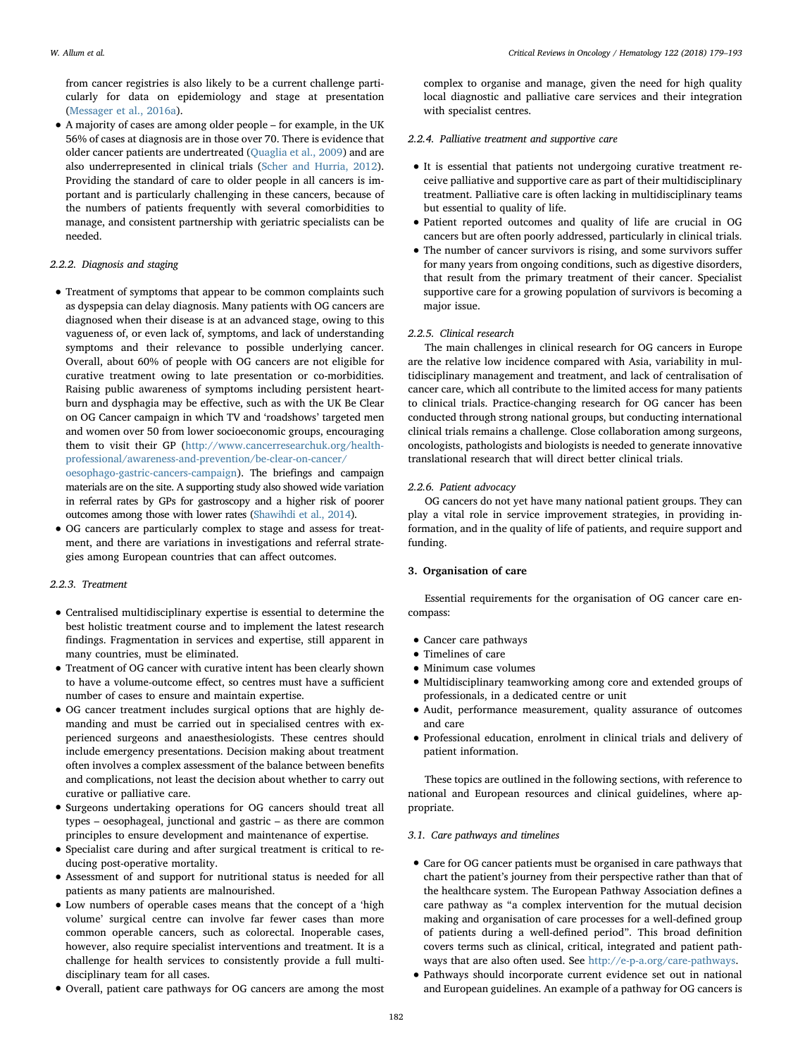from cancer registries is also likely to be a current challenge particularly for data on epidemiology and stage at presentation (Messager et al., 2016a).

- A majority of cases are among older people – for example, in the UK 56% of cases at diagnosis are in those over 70. There is evidence that older cancer patients are undertreated (Quaglia et al., 2009) and are also underrepresented in clinical trials (Scher and Hurria, 2012). Providing the standard of care to older people in all cancers is important and is particularly challenging in these cancers, because of the numbers of patients frequently with several comorbidities to manage, and consistent partnership with geriatric specialists can be needed.

#### 2.2.2. Diagnosis and staging

- Treatment of symptoms that appear to be common complaints such as dyspepsia can delay diagnosis. Many patients with OG cancers are diagnosed when their disease is at an advanced stage, owing to this vagueness of, or even lack of, symptoms, and lack of understanding symptoms and their relevance to possible underlying cancer. Overall, about 60% of people with OG cancers are not eligible for curative treatment owing to late presentation or co-morbidities. Raising public awareness of symptoms including persistent heartburn and dysphagia may be effective, such as with the UK Be Clear on OG Cancer campaign in which TV and 'roadshows' targeted men and women over 50 from lower socioeconomic groups, encouraging them to visit their GP (http://www.cancerresearchuk.org/health-professional/awareness-and-prevention/be-clear-on-cancer/oesophago-gastric-cancers-campaign). The briefings and campaign materials are on the site. A supporting study also showed wide variation in referral rates by GPs for gastroscopy and a higher risk of poorer outcomes among those with lower rates (Shawihdi et al., 2014).
- OG cancers are particularly complex to stage and assess for treatment, and there are variations in investigations and referral strategies among European countries that can affect outcomes.

#### 2.2.3. Treatment

- Centralised multidisciplinary expertise is essential to determine the best holistic treatment course and to implement the latest research findings. Fragmentation in services and expertise, still apparent in many countries, must be eliminated.
- Treatment of OG cancer with curative intent has been clearly shown to have a volume-outcome effect, so centres must have a sufficient number of cases to ensure and maintain expertise.
- OG cancer treatment includes surgical options that are highly demanding and must be carried out in specialised centres with experienced surgeons and anaesthesiologists. These centres should include emergency presentations. Decision making about treatment often involves a complex assessment of the balance between benefits and complications, not least the decision about whether to carry out curative or palliative care.
- Surgeons undertaking operations for OG cancers should treat all types – oesophageal, junctional and gastric – as there are common principles to ensure development and maintenance of expertise.
- Specialist care during and after surgical treatment is critical to reducing post-operative mortality.
- Assessment of and support for nutritional status is needed for all patients as many patients are malnourished.
- Low numbers of operable cases means that the concept of a 'high volume' surgical centre can involve far fewer cases than more common operable cancers, such as colorectal. Inoperable cases, however, also require specialist interventions and treatment. It is a challenge for health services to consistently provide a full multidisciplinary team for all cases.
- Overall, patient care pathways for OG cancers are among the most complex to organise and manage, given the need for high quality local diagnostic and palliative care services and their integration with specialist centres.

#### 2.2.4. Palliative treatment and supportive care

- It is essential that patients not undergoing curative treatment receive palliative and supportive care as part of their multidisciplinary treatment. Palliative care is often lacking in multidisciplinary teams but essential to quality of life.
- Patient reported outcomes and quality of life are crucial in OG cancers but are often poorly addressed, particularly in clinical trials.
- The number of cancer survivors is rising, and some survivors suffer for many years from ongoing conditions, such as digestive disorders, that result from the primary treatment of their cancer. Specialist supportive care for a growing population of survivors is becoming a major issue.

#### 2.2.5. Clinical research

The main challenges in clinical research for OG cancers in Europe are the relative low incidence compared with Asia, variability in multidisciplinary management and treatment, and lack of centralisation of cancer care, which all contribute to the limited access for many patients to clinical trials. Practice-changing research for OG cancer has been conducted through strong national groups, but conducting international clinical trials remains a challenge. Close collaboration among surgeons, oncologists, pathologists and biologists is needed to generate innovative translational research that will direct better clinical trials.

#### 2.2.6. Patient advocacy

OG cancers do not yet have many national patient groups. They can play a vital role in service improvement strategies, in providing information, and in the quality of life of patients, and require support and funding.

## 3. Organisation of care

Essential requirements for the organisation of OG cancer care encompass:

- Cancer care pathways
- Timelines of care
- Minimum case volumes
- Multidisciplinary teamworking among core and extended groups of professionals, in a dedicated centre or unit
- Audit, performance measurement, quality assurance of outcomes and care
- Professional education, enrolment in clinical trials and delivery of patient information.

These topics are outlined in the following sections, with reference to national and European resources and clinical guidelines, where appropriate.

### 3.1. Care pathways and timelines

- Care for OG cancer patients must be organised in care pathways that chart the patient's journey from their perspective rather than that of the healthcare system. The European Pathway Association defines a care pathway as "a complex intervention for the mutual decision making and organisation of care processes for a well-defined group of patients during a well-defined period". This broad definition covers terms such as clinical, critical, integrated and patient pathways that are also often used. See http://e-p-a.org/care-pathways.
- Pathways should incorporate current evidence set out in national and European guidelines. An example of a pathway for OG cancers is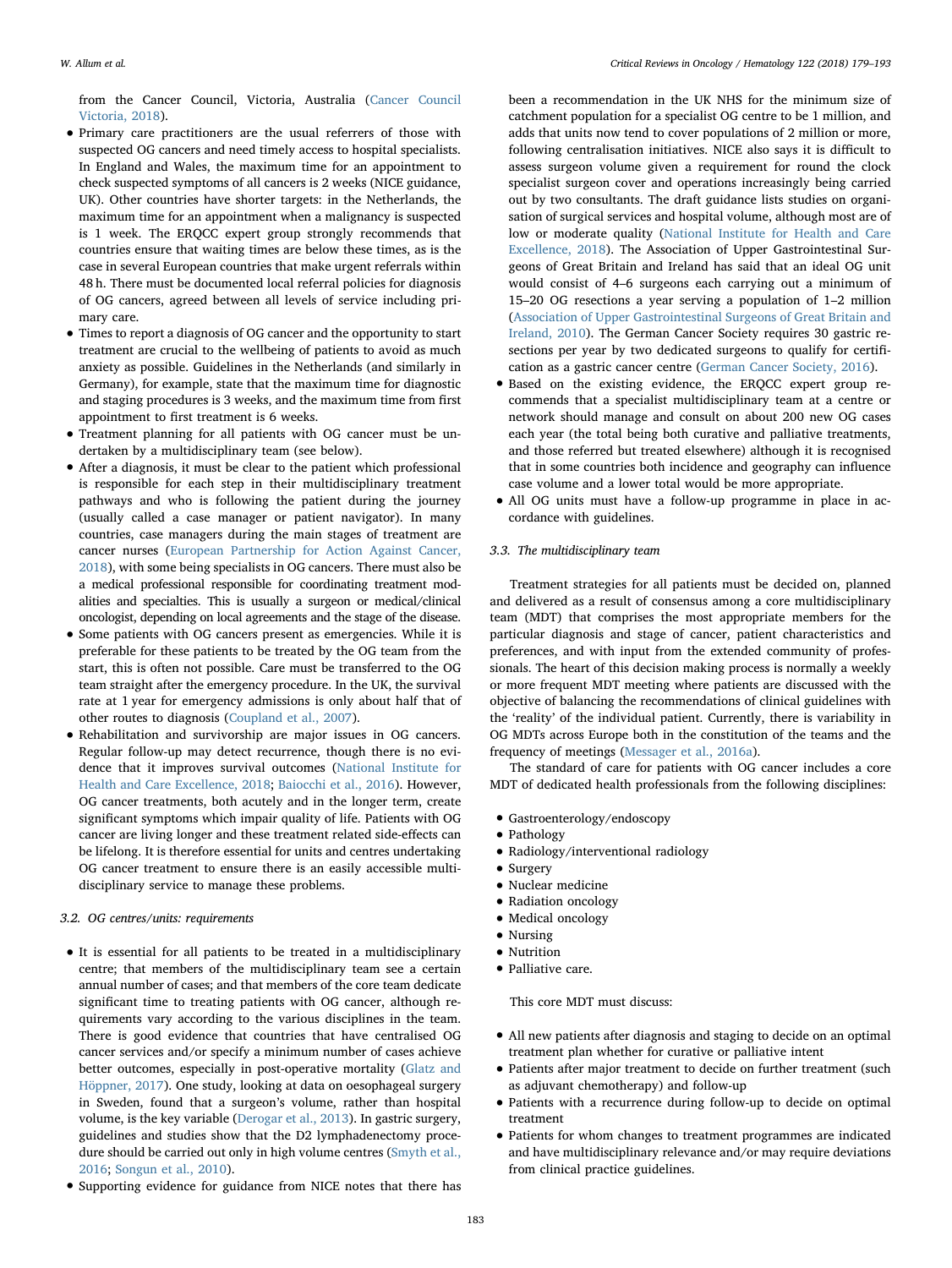from the Cancer Council, Victoria, Australia (Cancer Council Victoria, 2018).

- Primary care practitioners are the usual referrers of those with suspected OG cancers and need timely access to hospital specialists. In England and Wales, the maximum time for an appointment to check suspected symptoms of all cancers is 2 weeks (NICE guidance, UK). Other countries have shorter targets: in the Netherlands, the maximum time for an appointment when a malignancy is suspected is 1 week. The ERQCC expert group strongly recommends that countries ensure that waiting times are below these times, as is the case in several European countries that make urgent referrals within 48 h. There must be documented local referral policies for diagnosis of OG cancers, agreed between all levels of service including primary care.
- Times to report a diagnosis of OG cancer and the opportunity to start treatment are crucial to the wellbeing of patients to avoid as much anxiety as possible. Guidelines in the Netherlands (and similarly in Germany), for example, state that the maximum time for diagnostic and staging procedures is 3 weeks, and the maximum time from first appointment to first treatment is 6 weeks.
- Treatment planning for all patients with OG cancer must be undertaken by a multidisciplinary team (see below).
- After a diagnosis, it must be clear to the patient which professional is responsible for each step in their multidisciplinary treatment pathways and who is following the patient during the journey (usually called a case manager or patient navigator). In many countries, case managers during the main stages of treatment are cancer nurses (European Partnership for Action Against Cancer, 2018), with some being specialists in OG cancers. There must also be a medical professional responsible for coordinating treatment modalities and specialties. This is usually a surgeon or medical/clinical oncologist, depending on local agreements and the stage of the disease.
- Some patients with OG cancers present as emergencies. While it is preferable for these patients to be treated by the OG team from the start, this is often not possible. Care must be transferred to the OG team straight after the emergency procedure. In the UK, the survival rate at 1 year for emergency admissions is only about half that of other routes to diagnosis (Coupland et al., 2007).
- Rehabilitation and survivorship are major issues in OG cancers. Regular follow-up may detect recurrence, though there is no evidence that it improves survival outcomes (National Institute for Health and Care Excellence, 2018; Baiocchi et al., 2016). However, OG cancer treatments, both acutely and in the longer term, create significant symptoms which impair quality of life. Patients with OG cancer are living longer and these treatment related side-effects can be lifelong. It is therefore essential for units and centres undertaking OG cancer treatment to ensure there is an easily accessible multidisciplinary service to manage these problems.

### 3.2. OG centres/units: requirements

- It is essential for all patients to be treated in a multidisciplinary centre; that members of the multidisciplinary team see a certain annual number of cases; and that members of the core team dedicate significant time to treating patients with OG cancer, although requirements vary according to the various disciplines in the team. There is good evidence that countries that have centralised OG cancer services and/or specify a minimum number of cases achieve better outcomes, especially in post-operative mortality (Glatz and Höppner, 2017). One study, looking at data on oesophageal surgery in Sweden, found that a surgeon's volume, rather than hospital volume, is the key variable (Derogar et al., 2013). In gastric surgery, guidelines and studies show that the D2 lymphadenectomy procedure should be carried out only in high volume centres (Smyth et al., 2016; Songun et al., 2010).
- Supporting evidence for guidance from NICE notes that there has been a recommendation in the UK NHS for the minimum size of catchment population for a specialist OG centre to be 1 million, and adds that units now tend to cover populations of 2 million or more, following centralisation initiatives. NICE also says it is difficult to assess surgeon volume given a requirement for round the clock specialist surgeon cover and operations increasingly being carried out by two consultants. The draft guidance lists studies on organisation of surgical services and hospital volume, although most are of low or moderate quality (National Institute for Health and Care Excellence, 2018). The Association of Upper Gastrointestinal Surgeons of Great Britain and Ireland has said that an ideal OG unit would consist of 4–6 surgeons each carrying out a minimum of 15–20 OG resections a year serving a population of 1–2 million (Association of Upper Gastrointestinal Surgeons of Great Britain and Ireland, 2010). The German Cancer Society requires 30 gastric resections per year by two dedicated surgeons to qualify for certification as a gastric cancer centre (German Cancer Society, 2016).
- Based on the existing evidence, the ERQCC expert group recommends that a specialist multidisciplinary team at a centre or network should manage and consult on about 200 new OG cases each year (the total being both curative and palliative treatments, and those referred but treated elsewhere) although it is recognised that in some countries both incidence and geography can influence case volume and a lower total would be more appropriate.
- All OG units must have a follow-up programme in place in accordance with guidelines.

### 3.3. The multidisciplinary team

Treatment strategies for all patients must be decided on, planned and delivered as a result of consensus among a core multidisciplinary team (MDT) that comprises the most appropriate members for the particular diagnosis and stage of cancer, patient characteristics and preferences, and with input from the extended community of professionals. The heart of this decision making process is normally a weekly or more frequent MDT meeting where patients are discussed with the objective of balancing the recommendations of clinical guidelines with the 'reality' of the individual patient. Currently, there is variability in OG MDTs across Europe both in the constitution of the teams and the frequency of meetings (Messager et al., 2016a).

The standard of care for patients with OG cancer includes a core MDT of dedicated health professionals from the following disciplines:

- Gastroenterology/endoscopy
- Pathology
- Radiology/interventional radiology
- Surgery
- Nuclear medicine
- Radiation oncology
- Medical oncology
- Nursing
- Nutrition
- Palliative care.

This core MDT must discuss:

- All new patients after diagnosis and staging to decide on an optimal treatment plan whether for curative or palliative intent
- Patients after major treatment to decide on further treatment (such as adjuvant chemotherapy) and follow-up
- Patients with a recurrence during follow-up to decide on optimal treatment
- Patients for whom changes to treatment programmes are indicated and have multidisciplinary relevance and/or may require deviations from clinical practice guidelines.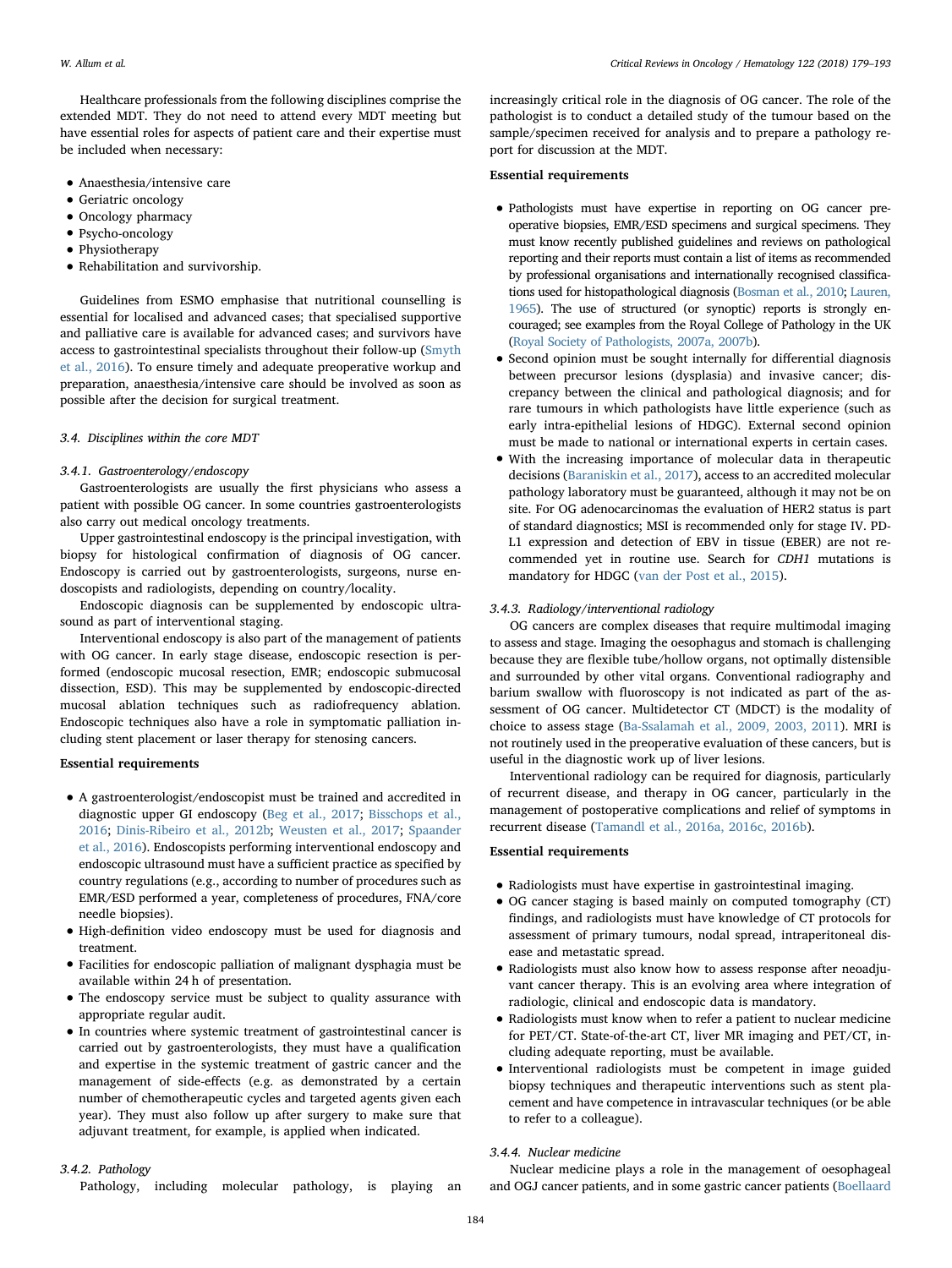Healthcare professionals from the following disciplines comprise the extended MDT. They do not need to attend every MDT meeting but have essential roles for aspects of patient care and their expertise must be included when necessary:

- Anaesthesia/intensive care
- Geriatric oncology
- Oncology pharmacy
- Psycho-oncology
- Physiotherapy
- Rehabilitation and survivorship.

Guidelines from ESMO emphasise that nutritional counselling is essential for localised and advanced cases; that specialised supportive and palliative care is available for advanced cases; and survivors have access to gastrointestinal specialists throughout their follow-up (Smyth et al., 2016). To ensure timely and adequate preoperative workup and preparation, anaesthesia/intensive care should be involved as soon as possible after the decision for surgical treatment.

### 3.4. Disciplines within the core MDT

#### 3.4.1. Gastroenterology/endoscopy

Gastroenterologists are usually the first physicians who assess a patient with possible OG cancer. In some countries gastroenterologists also carry out medical oncology treatments.

Upper gastrointestinal endoscopy is the principal investigation, with biopsy for histological confirmation of diagnosis of OG cancer. Endoscopy is carried out by gastroenterologists, surgeons, nurse endoscopists and radiologists, depending on country/locality.

Endoscopic diagnosis can be supplemented by endoscopic ultrasound as part of interventional staging.

Interventional endoscopy is also part of the management of patients with OG cancer. In early stage disease, endoscopic resection is performed (endoscopic mucosal resection, EMR; endoscopic submucosal dissection, ESD). This may be supplemented by endoscopic-directed mucosal ablation techniques such as radiofrequency ablation. Endoscopic techniques also have a role in symptomatic palliation including stent placement or laser therapy for stenosing cancers.

**Essential requirements**

- A gastroenterologist/endoscopist must be trained and accredited in diagnostic upper GI endoscopy (Beg et al., 2017; Bisschops et al., 2016; Dinis-Ribeiro et al., 2012b; Weusten et al., 2017; Spaander et al., 2016). Endoscopists performing interventional endoscopy and endoscopic ultrasound must have a sufficient practice as specified by country regulations (e.g., according to number of procedures such as EMR/ESD performed a year, completeness of procedures, FNA/core needle biopsies).
- High-definition video endoscopy must be used for diagnosis and treatment.
- Facilities for endoscopic palliation of malignant dysphagia must be available within 24 h of presentation.
- The endoscopy service must be subject to quality assurance with appropriate regular audit.
- In countries where systemic treatment of gastrointestinal cancer is carried out by gastroenterologists, they must have a qualification and expertise in the systemic treatment of gastric cancer and the management of side-effects (e.g. as demonstrated by a certain number of chemotherapeutic cycles and targeted agents given each year). They must also follow up after surgery to make sure that adjuvant treatment, for example, is applied when indicated.

#### 3.4.2. Pathology

Pathology, including molecular pathology, is playing an increasingly critical role in the diagnosis of OG cancer. The role of the pathologist is to conduct a detailed study of the tumour based on the sample/specimen received for analysis and to prepare a pathology report for discussion at the MDT.

**Essential requirements**

- Pathologists must have expertise in reporting on OG cancer preoperative biopsies, EMR/ESD specimens and surgical specimens. They must know recently published guidelines and reviews on pathological reporting and their reports must contain a list of items as recommended by professional organisations and internationally recognised classifications used for histopathological diagnosis (Bosman et al., 2010; Lauren, 1965). The use of structured (or synoptic) reports is strongly encouraged; see examples from the Royal College of Pathology in the UK (Royal Society of Pathologists, 2007a, 2007b).
- Second opinion must be sought internally for differential diagnosis between precursor lesions (dysplasia) and invasive cancer; discrepancy between the clinical and pathological diagnosis; and for rare tumours in which pathologists have little experience (such as early intra-epithelial lesions of HDGC). External second opinion must be made to national or international experts in certain cases.
- With the increasing importance of molecular data in therapeutic decisions (Baraniskin et al., 2017), access to an accredited molecular pathology laboratory must be guaranteed, although it may not be on site. For OG adenocarcinomas the evaluation of HER2 status is part of standard diagnostics; MSI is recommended only for stage IV. PD-L1 expression and detection of EBV in tissue (EBER) are not recommended yet in routine use. Search for *CDH1* mutations is mandatory for HDGC (van der Post et al., 2015).

#### 3.4.3. Radiology/interventional radiology

OG cancers are complex diseases that require multimodal imaging to assess and stage. Imaging the oesophagus and stomach is challenging because they are flexible tube/hollow organs, not optimally distensible and surrounded by other vital organs. Conventional radiography and barium swallow with fluoroscopy is not indicated as part of the assessment of OG cancer. Multidetector CT (MDCT) is the modality of choice to assess stage (Ba-Ssalamah et al., 2009, 2003, 2011). MRI is not routinely used in the preoperative evaluation of these cancers, but is useful in the diagnostic work up of liver lesions.

Interventional radiology can be required for diagnosis, particularly of recurrent disease, and therapy in OG cancer, particularly in the management of postoperative complications and relief of symptoms in recurrent disease (Tamandl et al., 2016a, 2016c, 2016b).

**Essential requirements**

- Radiologists must have expertise in gastrointestinal imaging.
- OG cancer staging is based mainly on computed tomography (CT) findings, and radiologists must have knowledge of CT protocols for assessment of primary tumours, nodal spread, intraperitoneal disease and metastatic spread.
- Radiologists must also know how to assess response after neoadjuvant cancer therapy. This is an evolving area where integration of radiologic, clinical and endoscopic data is mandatory.
- Radiologists must know when to refer a patient to nuclear medicine for PET/CT. State-of-the-art CT, liver MR imaging and PET/CT, including adequate reporting, must be available.
- Interventional radiologists must be competent in image guided biopsy techniques and therapeutic interventions such as stent placement and have competence in intravascular techniques (or be able to refer to a colleague).

#### 3.4.4. Nuclear medicine

Nuclear medicine plays a role in the management of oesophageal and OGJ cancer patients, and in some gastric cancer patients (Boellaard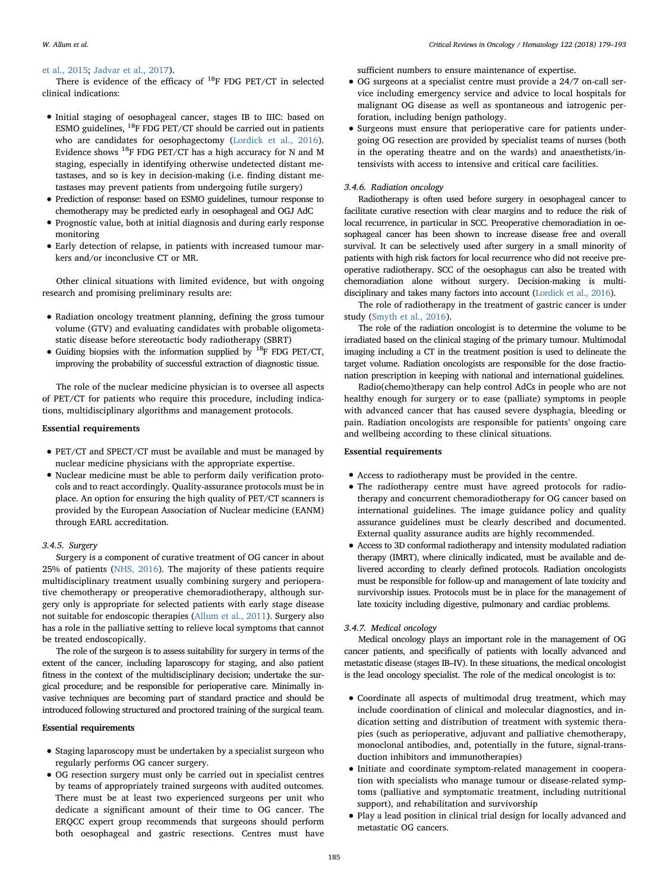et al., 2015; Jadvar et al., 2017).

There is evidence of the efficacy of $^{18}$F FDG PET/CT in selected clinical indications:

- Initial staging of oesophageal cancer, stages IB to IIIC: based on ESMO guidelines, $^{18}$F FDG PET/CT should be carried out in patients who are candidates for oesophagectomy (Lordick et al., 2016). Evidence shows $^{18}$F FDG PET/CT has a high accuracy for N and M staging, especially in identifying otherwise undetected distant metastases, and so is key in decision-making (i.e. finding distant metastases may prevent patients from undergoing futile surgery)
- Prediction of response: based on ESMO guidelines, tumour response to chemotherapy may be predicted early in oesophageal and OGJ AdC
- Prognostic value, both at initial diagnosis and during early response monitoring
- Early detection of relapse, in patients with increased tumour markers and/or inconclusive CT or MR.

Other clinical situations with limited evidence, but with ongoing research and promising preliminary results are:

- Radiation oncology treatment planning, defining the gross tumour volume (GTV) and evaluating candidates with probable oligometastatic disease before stereotactic body radiotherapy (SBRT)
- Guiding biopsies with the information supplied by $^{18}$F FDG PET/CT, improving the probability of successful extraction of diagnostic tissue.

The role of the nuclear medicine physician is to oversee all aspects of PET/CT for patients who require this procedure, including indications, multidisciplinary algorithms and management protocols.

**Essential requirements**

- PET/CT and SPECT/CT must be available and must be managed by nuclear medicine physicians with the appropriate expertise.
- Nuclear medicine must be able to perform daily verification protocols and to react accordingly. Quality-assurance protocols must be in place. An option for ensuring the high quality of PET/CT scanners is provided by the European Association of Nuclear medicine (EANM) through EARL accreditation.

### 3.4.5. Surgery

Surgery is a component of curative treatment of OG cancer in about 25% of patients (NHS, 2016). The majority of these patients require multidisciplinary treatment usually combining surgery and perioperative chemotherapy or preoperative chemoradiotherapy, although surgery only is appropriate for selected patients with early stage disease not suitable for endoscopic therapies (Allum et al., 2011). Surgery also has a role in the palliative setting to relieve local symptoms that cannot be treated endoscopically.

The role of the surgeon is to assess suitability for surgery in terms of the extent of the cancer, including laparoscopy for staging, and also patient fitness in the context of the multidisciplinary decision; undertake the surgical procedure; and be responsible for perioperative care. Minimally invasive techniques are becoming part of standard practice and should be introduced following structured and proctored training of the surgical team.

**Essential requirements**

- Staging laparoscopy must be undertaken by a specialist surgeon who regularly performs OG cancer surgery.
- OG resection surgery must only be carried out in specialist centres by teams of appropriately trained surgeons with audited outcomes. There must be at least two experienced surgeons per unit who dedicate a significant amount of their time to OG cancer. The ERQCC expert group recommends that surgeons should perform both oesophageal and gastric resections. Centres must have sufficient numbers to ensure maintenance of expertise.
- OG surgeons at a specialist centre must provide a 24/7 on-call service including emergency service and advice to local hospitals for malignant OG disease as well as spontaneous and iatrogenic perforation, including benign pathology.
- Surgeons must ensure that perioperative care for patients undergoing OG resection are provided by specialist teams of nurses (both in the operating theatre and on the wards) and anaesthetists/intensivists with access to intensive and critical care facilities.

### 3.4.6. Radiation oncology

Radiotherapy is often used before surgery in oesophageal cancer to facilitate curative resection with clear margins and to reduce the risk of local recurrence, in particular in SCC. Preoperative chemoradiation in oesophageal cancer has been shown to increase disease free and overall survival. It can be selectively used after surgery in a small minority of patients with high risk factors for local recurrence who did not receive preoperative radiotherapy. SCC of the oesophagus can also be treated with chemoradiation alone without surgery. Decision-making is multidisciplinary and takes many factors into account (Lordick et al., 2016).

The role of radiotherapy in the treatment of gastric cancer is under study (Smyth et al., 2016).

The role of the radiation oncologist is to determine the volume to be irradiated based on the clinical staging of the primary tumour. Multimodal imaging including a CT in the treatment position is used to delineate the target volume. Radiation oncologists are responsible for the dose fractionation prescription in keeping with national and international guidelines.

Radio(chemo)therapy can help control AdCs in people who are not healthy enough for surgery or to ease (palliate) symptoms in people with advanced cancer that has caused severe dysphagia, bleeding or pain. Radiation oncologists are responsible for patients' ongoing care and wellbeing according to these clinical situations.

**Essential requirements**

- Access to radiotherapy must be provided in the centre.
- The radiotherapy centre must have agreed protocols for radiotherapy and concurrent chemoradiotherapy for OG cancer based on international guidelines. The image guidance policy and quality assurance guidelines must be clearly described and documented. External quality assurance audits are highly recommended.
- Access to 3D conformal radiotherapy and intensity modulated radiation therapy (IMRT), where clinically indicated, must be available and delivered according to clearly defined protocols. Radiation oncologists must be responsible for follow-up and management of late toxicity and survivorship issues. Protocols must be in place for the management of late toxicity including digestive, pulmonary and cardiac problems.

### 3.4.7. Medical oncology

Medical oncology plays an important role in the management of OG cancer patients, and specifically of patients with locally advanced and metastatic disease (stages IB–IV). In these situations, the medical oncologist is the lead oncology specialist. The role of the medical oncologist is to:

- Coordinate all aspects of multimodal drug treatment, which may include coordination of clinical and molecular diagnostics, and indication setting and distribution of treatment with systemic therapies (such as perioperative, adjuvant and palliative chemotherapy, monoclonal antibodies, and, potentially in the future, signal-transduction inhibitors and immunotherapies)
- Initiate and coordinate symptom-related management in cooperation with specialists who manage tumour or disease-related symptoms (palliative and symptomatic treatment, including nutritional support), and rehabilitation and survivorship
- Play a lead position in clinical trial design for locally advanced and metastatic OG cancers.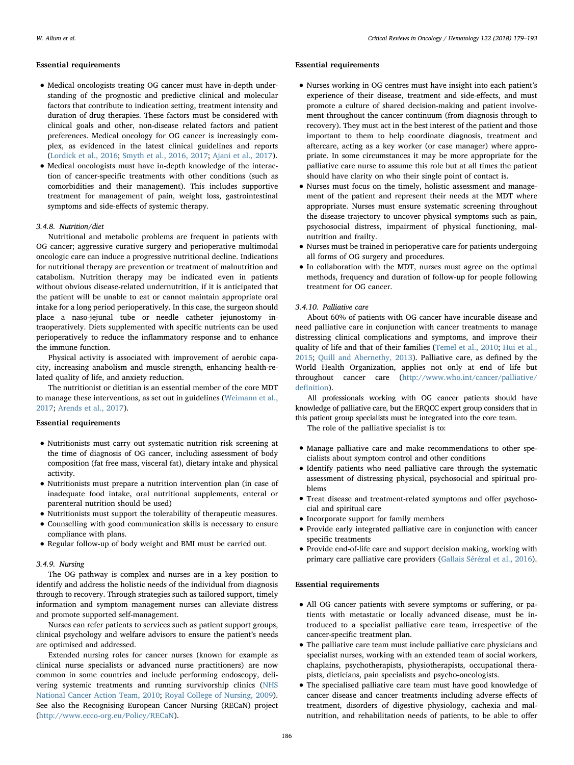**Essential requirements**

- Medical oncologists treating OG cancer must have in-depth understanding of the prognostic and predictive clinical and molecular factors that contribute to indication setting, treatment intensity and duration of drug therapies. These factors must be considered with clinical goals and other, non-disease related factors and patient preferences. Medical oncology for OG cancer is increasingly complex, as evidenced in the latest clinical guidelines and reports (Lordick et al., 2016; Smyth et al., 2016, 2017; Ajani et al., 2017).
- Medical oncologists must have in-depth knowledge of the interaction of cancer-specific treatments with other conditions (such as comorbidities and their management). This includes supportive treatment for management of pain, weight loss, gastrointestinal symptoms and side-effects of systemic therapy.

### 3.4.8. Nutrition/diet

Nutritional and metabolic problems are frequent in patients with OG cancer; aggressive curative surgery and perioperative multimodal oncologic care can induce a progressive nutritional decline. Indications for nutritional therapy are prevention or treatment of malnutrition and catabolism. Nutrition therapy may be indicated even in patients without obvious disease-related undernutrition, if it is anticipated that the patient will be unable to eat or cannot maintain appropriate oral intake for a long period perioperatively. In this case, the surgeon should place a naso-jejunal tube or needle catheter jejunostomy intraoperatively. Diets supplemented with specific nutrients can be used perioperatively to reduce the inflammatory response and to enhance the immune function.

Physical activity is associated with improvement of aerobic capacity, increasing anabolism and muscle strength, enhancing health-related quality of life, and anxiety reduction.

The nutritionist or dietitian is an essential member of the core MDT to manage these interventions, as set out in guidelines (Weimann et al., 2017; Arends et al., 2017).

**Essential requirements**

- Nutritionists must carry out systematic nutrition risk screening at the time of diagnosis of OG cancer, including assessment of body composition (fat free mass, visceral fat), dietary intake and physical activity.
- Nutritionists must prepare a nutrition intervention plan (in case of inadequate food intake, oral nutritional supplements, enteral or parenteral nutrition should be used)
- Nutritionists must support the tolerability of therapeutic measures.
- Counselling with good communication skills is necessary to ensure compliance with plans.
- Regular follow-up of body weight and BMI must be carried out.

### 3.4.9. Nursing

The OG pathway is complex and nurses are in a key position to identify and address the holistic needs of the individual from diagnosis through to recovery. Through strategies such as tailored support, timely information and symptom management nurses can alleviate distress and promote supported self-management.

Nurses can refer patients to services such as patient support groups, clinical psychology and welfare advisors to ensure the patient's needs are optimised and addressed.

Extended nursing roles for cancer nurses (known for example as clinical nurse specialists or advanced nurse practitioners) are now common in some countries and include performing endoscopy, delivering systemic treatments and running survivorship clinics (NHS National Cancer Action Team, 2010; Royal College of Nursing, 2009). See also the Recognising European Cancer Nursing (RECaN) project (http://www.ecco-org.eu/Policy/RECaN).

**Essential requirements**

- Nurses working in OG centres must have insight into each patient's experience of their disease, treatment and side-effects, and must promote a culture of shared decision-making and patient involvement throughout the cancer continuum (from diagnosis through to recovery). They must act in the best interest of the patient and those important to them to help coordinate diagnosis, treatment and aftercare, acting as a key worker (or case manager) where appropriate. In some circumstances it may be more appropriate for the palliative care nurse to assume this role but at all times the patient should have clarity on who their single point of contact is.
- Nurses must focus on the timely, holistic assessment and management of the patient and represent their needs at the MDT where appropriate. Nurses must ensure systematic screening throughout the disease trajectory to uncover physical symptoms such as pain, psychosocial distress, impairment of physical functioning, malnutrition and frailty.
- Nurses must be trained in perioperative care for patients undergoing all forms of OG surgery and procedures.
- In collaboration with the MDT, nurses must agree on the optimal methods, frequency and duration of follow-up for people following treatment for OG cancer.

### 3.4.10. Palliative care

About 60% of patients with OG cancer have incurable disease and need palliative care in conjunction with cancer treatments to manage distressing clinical complications and symptoms, and improve their quality of life and that of their families (Temel et al., 2010; Hui et al., 2015; Quill and Abernethy, 2013). Palliative care, as defined by the World Health Organization, applies not only at end of life but throughout cancer care (http://www.who.int/cancer/palliative/definition).

All professionals working with OG cancer patients should have knowledge of palliative care, but the ERQCC expert group considers that in this patient group specialists must be integrated into the core team.

The role of the palliative specialist is to:

- Manage palliative care and make recommendations to other specialists about symptom control and other conditions
- Identify patients who need palliative care through the systematic assessment of distressing physical, psychosocial and spiritual problems
- Treat disease and treatment-related symptoms and offer psychosocial and spiritual care
- Incorporate support for family members
- Provide early integrated palliative care in conjunction with cancer specific treatments
- Provide end-of-life care and support decision making, working with primary care palliative care providers (Gallais Sérézal et al., 2016).

**Essential requirements**

- All OG cancer patients with severe symptoms or suffering, or patients with metastatic or locally advanced disease, must be introduced to a specialist palliative care team, irrespective of the cancer-specific treatment plan.
- The palliative care team must include palliative care physicians and specialist nurses, working with an extended team of social workers, chaplains, psychotherapists, physiotherapists, occupational therapists, dieticians, pain specialists and psycho-oncologists.
- The specialised palliative care team must have good knowledge of cancer disease and cancer treatments including adverse effects of treatment, disorders of digestive physiology, cachexia and malnutrition, and rehabilitation needs of patients, to be able to offer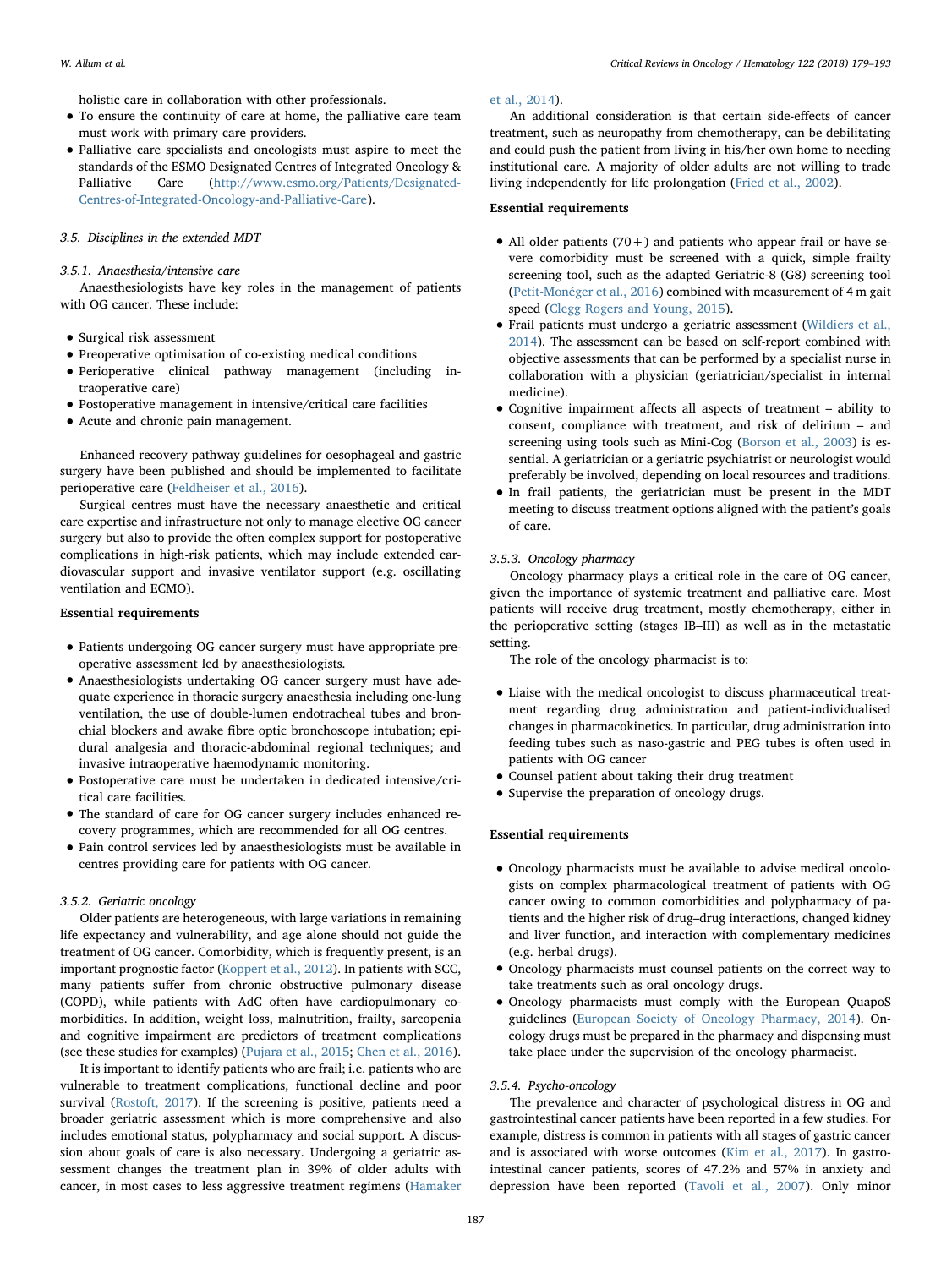holistic care in collaboration with other professionals.

- To ensure the continuity of care at home, the palliative care team must work with primary care providers.
- Palliative care specialists and oncologists must aspire to meet the standards of the ESMO Designated Centres of Integrated Oncology & Palliative Care (http://www.esmo.org/Patients/Designated-Centres-of-Integrated-Oncology-and-Palliative-Care).

### 3.5. Disciplines in the extended MDT

#### 3.5.1. Anaesthesia/intensive care

Anaesthesiologists have key roles in the management of patients with OG cancer. These include:

- Surgical risk assessment
- Preoperative optimisation of co-existing medical conditions
- Perioperative clinical pathway management (including intraoperative care)
- Postoperative management in intensive/critical care facilities
- Acute and chronic pain management.

Enhanced recovery pathway guidelines for oesophageal and gastric surgery have been published and should be implemented to facilitate perioperative care (Feldheiser et al., 2016).

Surgical centres must have the necessary anaesthetic and critical care expertise and infrastructure not only to manage elective OG cancer surgery but also to provide the often complex support for postoperative complications in high-risk patients, which may include extended cardiovascular support and invasive ventilator support (e.g. oscillating ventilation and ECMO).

**Essential requirements**

- Patients undergoing OG cancer surgery must have appropriate preoperative assessment led by anaesthesiologists.
- Anaesthesiologists undertaking OG cancer surgery must have adequate experience in thoracic surgery anaesthesia including one-lung ventilation, the use of double-lumen endotracheal tubes and bronchial blockers and awake fibre optic bronchoscope intubation; epidural analgesia and thoracic-abdominal regional techniques; and invasive intraoperative haemodynamic monitoring.
- Postoperative care must be undertaken in dedicated intensive/critical care facilities.
- The standard of care for OG cancer surgery includes enhanced recovery programmes, which are recommended for all OG centres.
- Pain control services led by anaesthesiologists must be available in centres providing care for patients with OG cancer.

#### 3.5.2. Geriatric oncology

Older patients are heterogeneous, with large variations in remaining life expectancy and vulnerability, and age alone should not guide the treatment of OG cancer. Comorbidity, which is frequently present, is an important prognostic factor (Koppert et al., 2012). In patients with SCC, many patients suffer from chronic obstructive pulmonary disease (COPD), while patients with AdC often have cardiopulmonary comorbidities. In addition, weight loss, malnutrition, frailty, sarcopenia and cognitive impairment are predictors of treatment complications (see these studies for examples) (Pujara et al., 2015; Chen et al., 2016).

It is important to identify patients who are frail; i.e. patients who are vulnerable to treatment complications, functional decline and poor survival (Rostoft, 2017). If the screening is positive, patients need a broader geriatric assessment which is more comprehensive and also includes emotional status, polypharmacy and social support. A discussion about goals of care is also necessary. Undergoing a geriatric assessment changes the treatment plan in 39% of older adults with cancer, in most cases to less aggressive treatment regimens (Hamaker et al., 2014).

An additional consideration is that certain side-effects of cancer treatment, such as neuropathy from chemotherapy, can be debilitating and could push the patient from living in his/her own home to needing institutional care. A majority of older adults are not willing to trade living independently for life prolongation (Fried et al., 2002).

**Essential requirements**

- All older patients (70+) and patients who appear frail or have severe comorbidity must be screened with a quick, simple frailty screening tool, such as the adapted Geriatric-8 (G8) screening tool (Petit-Monéger et al., 2016) combined with measurement of 4 m gait speed (Clegg Rogers and Young, 2015).
- Frail patients must undergo a geriatric assessment (Wildiers et al., 2014). The assessment can be based on self-report combined with objective assessments that can be performed by a specialist nurse in collaboration with a physician (geriatrician/specialist in internal medicine).
- Cognitive impairment affects all aspects of treatment – ability to consent, compliance with treatment, and risk of delirium – and screening using tools such as Mini-Cog (Borson et al., 2003) is essential. A geriatrician or a geriatric psychiatrist or neurologist would preferably be involved, depending on local resources and traditions.
- In frail patients, the geriatrician must be present in the MDT meeting to discuss treatment options aligned with the patient's goals of care.

#### 3.5.3. Oncology pharmacy

Oncology pharmacy plays a critical role in the care of OG cancer, given the importance of systemic treatment and palliative care. Most patients will receive drug treatment, mostly chemotherapy, either in the perioperative setting (stages IB–III) as well as in the metastatic setting.

The role of the oncology pharmacist is to:

- Liaise with the medical oncologist to discuss pharmaceutical treatment regarding drug administration and patient-individualised changes in pharmacokinetics. In particular, drug administration into feeding tubes such as naso-gastric and PEG tubes is often used in patients with OG cancer
- Counsel patient about taking their drug treatment
- Supervise the preparation of oncology drugs.

**Essential requirements**

- Oncology pharmacists must be available to advise medical oncologists on complex pharmacological treatment of patients with OG cancer owing to common comorbidities and polypharmacy of patients and the higher risk of drug–drug interactions, changed kidney and liver function, and interaction with complementary medicines (e.g. herbal drugs).
- Oncology pharmacists must counsel patients on the correct way to take treatments such as oral oncology drugs.
- Oncology pharmacists must comply with the European QuapoS guidelines (European Society of Oncology Pharmacy, 2014). Oncology drugs must be prepared in the pharmacy and dispensing must take place under the supervision of the oncology pharmacist.

#### 3.5.4. Psycho-oncology

The prevalence and character of psychological distress in OG and gastrointestinal cancer patients have been reported in a few studies. For example, distress is common in patients with all stages of gastric cancer and is associated with worse outcomes (Kim et al., 2017). In gastrointestinal cancer patients, scores of 47.2% and 57% in anxiety and depression have been reported (Tavoli et al., 2007). Only minor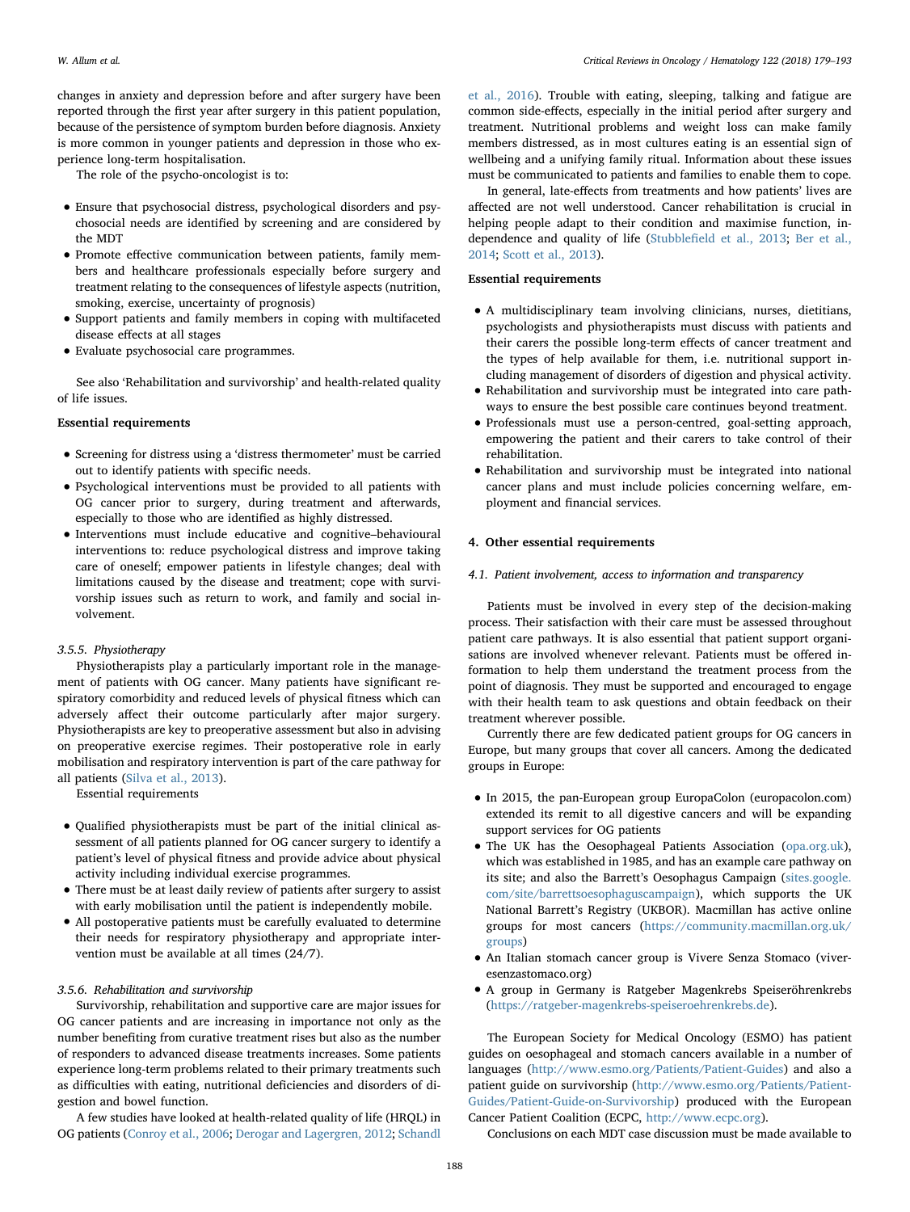changes in anxiety and depression before and after surgery have been reported through the first year after surgery in this patient population, because of the persistence of symptom burden before diagnosis. Anxiety is more common in younger patients and depression in those who experience long-term hospitalisation.

The role of the psycho-oncologist is to:

- Ensure that psychosocial distress, psychological disorders and psychosocial needs are identified by screening and are considered by the MDT
- Promote effective communication between patients, family members and healthcare professionals especially before surgery and treatment relating to the consequences of lifestyle aspects (nutrition, smoking, exercise, uncertainty of prognosis)
- Support patients and family members in coping with multifaceted disease effects at all stages
- Evaluate psychosocial care programmes.

See also 'Rehabilitation and survivorship' and health-related quality of life issues.

**Essential requirements**

- Screening for distress using a 'distress thermometer' must be carried out to identify patients with specific needs.
- Psychological interventions must be provided to all patients with OG cancer prior to surgery, during treatment and afterwards, especially to those who are identified as highly distressed.
- Interventions must include educative and cognitive–behavioural interventions to: reduce psychological distress and improve taking care of oneself; empower patients in lifestyle changes; deal with limitations caused by the disease and treatment; cope with survivorship issues such as return to work, and family and social involvement.

#### 3.5.5. Physiotherapy

Physiotherapists play a particularly important role in the management of patients with OG cancer. Many patients have significant respiratory comorbidity and reduced levels of physical fitness which can adversely affect their outcome particularly after major surgery. Physiotherapists are key to preoperative assessment but also in advising on preoperative exercise regimes. Their postoperative role in early mobilisation and respiratory intervention is part of the care pathway for all patients (Silva et al., 2013).

Essential requirements

- Qualified physiotherapists must be part of the initial clinical assessment of all patients planned for OG cancer surgery to identify a patient's level of physical fitness and provide advice about physical activity including individual exercise programmes.
- There must be at least daily review of patients after surgery to assist with early mobilisation until the patient is independently mobile.
- All postoperative patients must be carefully evaluated to determine their needs for respiratory physiotherapy and appropriate intervention must be available at all times (24/7).

#### 3.5.6. Rehabilitation and survivorship

Survivorship, rehabilitation and supportive care are major issues for OG cancer patients and are increasing in importance not only as the number benefiting from curative treatment rises but also as the number of responders to advanced disease treatments increases. Some patients experience long-term problems related to their primary treatments such as difficulties with eating, nutritional deficiencies and disorders of digestion and bowel function.

A few studies have looked at health-related quality of life (HRQL) in OG patients (Conroy et al., 2006; Derogar and Lagergren, 2012; Schandl et al., 2016). Trouble with eating, sleeping, talking and fatigue are common side-effects, especially in the initial period after surgery and treatment. Nutritional problems and weight loss can make family members distressed, as in most cultures eating is an essential sign of wellbeing and a unifying family ritual. Information about these issues must be communicated to patients and families to enable them to cope.

In general, late-effects from treatments and how patients' lives are affected are not well understood. Cancer rehabilitation is crucial in helping people adapt to their condition and maximise function, independence and quality of life (Stubblefield et al., 2013; Ber et al., 2014; Scott et al., 2013).

**Essential requirements**

- A multidisciplinary team involving clinicians, nurses, dietitians, psychologists and physiotherapists must discuss with patients and their carers the possible long-term effects of cancer treatment and the types of help available for them, i.e. nutritional support including management of disorders of digestion and physical activity.
- Rehabilitation and survivorship must be integrated into care pathways to ensure the best possible care continues beyond treatment.
- Professionals must use a person-centred, goal-setting approach, empowering the patient and their carers to take control of their rehabilitation.
- Rehabilitation and survivorship must be integrated into national cancer plans and must include policies concerning welfare, employment and financial services.

## 4. Other essential requirements

### 4.1. Patient involvement, access to information and transparency

Patients must be involved in every step of the decision-making process. Their satisfaction with their care must be assessed throughout patient care pathways. It is also essential that patient support organisations are involved whenever relevant. Patients must be offered information to help them understand the treatment process from the point of diagnosis. They must be supported and encouraged to engage with their health team to ask questions and obtain feedback on their treatment wherever possible.

Currently there are few dedicated patient groups for OG cancers in Europe, but many groups that cover all cancers. Among the dedicated groups in Europe:

- In 2015, the pan-European group EuropaColon (europacolon.com) extended its remit to all digestive cancers and will be expanding support services for OG patients
- The UK has the Oesophageal Patients Association (opa.org.uk), which was established in 1985, and has an example care pathway on its site; and also the Barrett's Oesophagus Campaign (sites.google.com/site/barrettsoesophaguscampaign), which supports the UK National Barrett's Registry (UKBOR). Macmillan has active online groups for most cancers (https://community.macmillan.org.uk/groups)
- An Italian stomach cancer group is Vivere Senza Stomaco (viveresenzastomaco.org)
- A group in Germany is Ratgeber Magenkrebs Speiseröhrenkrebs (https://ratgeber-magenkrebs-speiseroehrenkrebs.de).

The European Society for Medical Oncology (ESMO) has patient guides on oesophageal and stomach cancers available in a number of languages (http://www.esmo.org/Patients/Patient-Guides) and also a patient guide on survivorship (http://www.esmo.org/Patients/Patient-Guides/Patient-Guide-on-Survivorship) produced with the European Cancer Patient Coalition (ECPC, http://www.ecpc.org).

Conclusions on each MDT case discussion must be made available to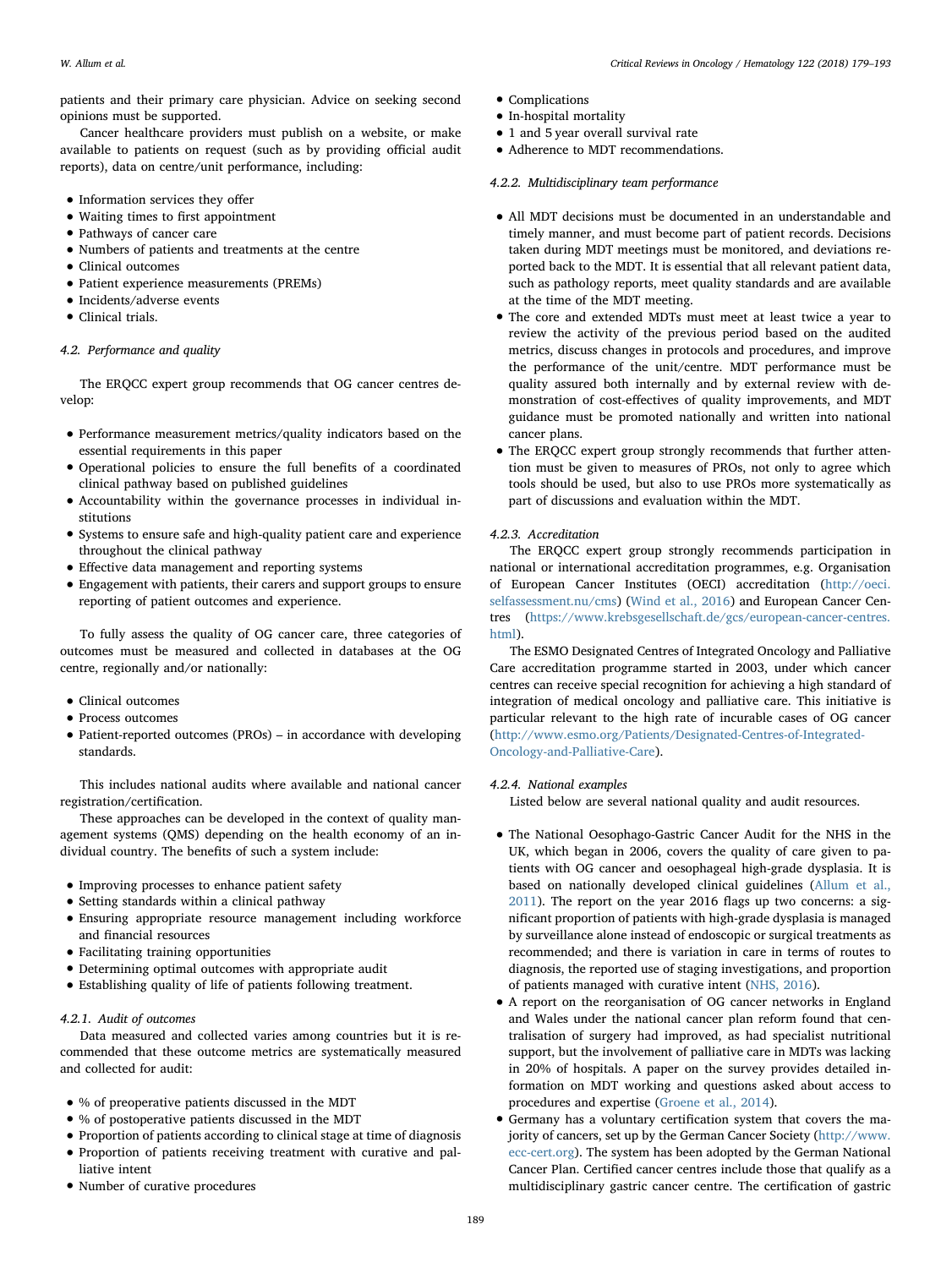patients and their primary care physician. Advice on seeking second opinions must be supported.

Cancer healthcare providers must publish on a website, or make available to patients on request (such as by providing official audit reports), data on centre/unit performance, including:

- Information services they offer
- Waiting times to first appointment
- Pathways of cancer care
- Numbers of patients and treatments at the centre
- Clinical outcomes
- Patient experience measurements (PREMs)
- Incidents/adverse events
- Clinical trials.

### 4.2. Performance and quality

The ERQCC expert group recommends that OG cancer centres develop:

- Performance measurement metrics/quality indicators based on the essential requirements in this paper
- Operational policies to ensure the full benefits of a coordinated clinical pathway based on published guidelines
- Accountability within the governance processes in individual institutions
- Systems to ensure safe and high-quality patient care and experience throughout the clinical pathway
- Effective data management and reporting systems
- Engagement with patients, their carers and support groups to ensure reporting of patient outcomes and experience.

To fully assess the quality of OG cancer care, three categories of outcomes must be measured and collected in databases at the OG centre, regionally and/or nationally:

- Clinical outcomes
- Process outcomes
- Patient-reported outcomes (PROs) – in accordance with developing standards.

This includes national audits where available and national cancer registration/certification.

These approaches can be developed in the context of quality management systems (QMS) depending on the health economy of an individual country. The benefits of such a system include:

- Improving processes to enhance patient safety
- Setting standards within a clinical pathway
- Ensuring appropriate resource management including workforce and financial resources
- Facilitating training opportunities
- Determining optimal outcomes with appropriate audit
- Establishing quality of life of patients following treatment.

#### 4.2.1. Audit of outcomes

Data measured and collected varies among countries but it is recommended that these outcome metrics are systematically measured and collected for audit:

- % of preoperative patients discussed in the MDT
- % of postoperative patients discussed in the MDT
- Proportion of patients according to clinical stage at time of diagnosis
- Proportion of patients receiving treatment with curative and palliative intent
- Number of curative procedures
- Complications
- In-hospital mortality
- 1 and 5 year overall survival rate
- Adherence to MDT recommendations.

#### 4.2.2. Multidisciplinary team performance

- All MDT decisions must be documented in an understandable and timely manner, and must become part of patient records. Decisions taken during MDT meetings must be monitored, and deviations reported back to the MDT. It is essential that all relevant patient data, such as pathology reports, meet quality standards and are available at the time of the MDT meeting.
- The core and extended MDTs must meet at least twice a year to review the activity of the previous period based on the audited metrics, discuss changes in protocols and procedures, and improve the performance of the unit/centre. MDT performance must be quality assured both internally and by external review with demonstration of cost-effectives of quality improvements, and MDT guidance must be promoted nationally and written into national cancer plans.
- The ERQCC expert group strongly recommends that further attention must be given to measures of PROs, not only to agree which tools should be used, but also to use PROs more systematically as part of discussions and evaluation within the MDT.

#### 4.2.3. Accreditation

The ERQCC expert group strongly recommends participation in national or international accreditation programmes, e.g. Organisation of European Cancer Institutes (OECI) accreditation (http://oeci.selfassessment.nu/cms) (Wind et al., 2016) and European Cancer Centres (https://www.krebsgesellschaft.de/gcs/european-cancer-centres.html).

The ESMO Designated Centres of Integrated Oncology and Palliative Care accreditation programme started in 2003, under which cancer centres can receive special recognition for achieving a high standard of integration of medical oncology and palliative care. This initiative is particular relevant to the high rate of incurable cases of OG cancer (http://www.esmo.org/Patients/Designated-Centres-of-Integrated-Oncology-and-Palliative-Care).

#### 4.2.4. National examples

Listed below are several national quality and audit resources.

- The National Oesophago-Gastric Cancer Audit for the NHS in the UK, which began in 2006, covers the quality of care given to patients with OG cancer and oesophageal high-grade dysplasia. It is based on nationally developed clinical guidelines (Allum et al., 2011). The report on the year 2016 flags up two concerns: a significant proportion of patients with high-grade dysplasia is managed by surveillance alone instead of endoscopic or surgical treatments as recommended; and there is variation in care in terms of routes to diagnosis, the reported use of staging investigations, and proportion of patients managed with curative intent (NHS, 2016).
- A report on the reorganisation of OG cancer networks in England and Wales under the national cancer plan reform found that centralisation of surgery had improved, as had specialist nutritional support, but the involvement of palliative care in MDTs was lacking in 20% of hospitals. A paper on the survey provides detailed information on MDT working and questions asked about access to procedures and expertise (Groene et al., 2014).
- Germany has a voluntary certification system that covers the majority of cancers, set up by the German Cancer Society (http://www.ecc-cert.org). The system has been adopted by the German National Cancer Plan. Certified cancer centres include those that qualify as a multidisciplinary gastric cancer centre. The certification of gastric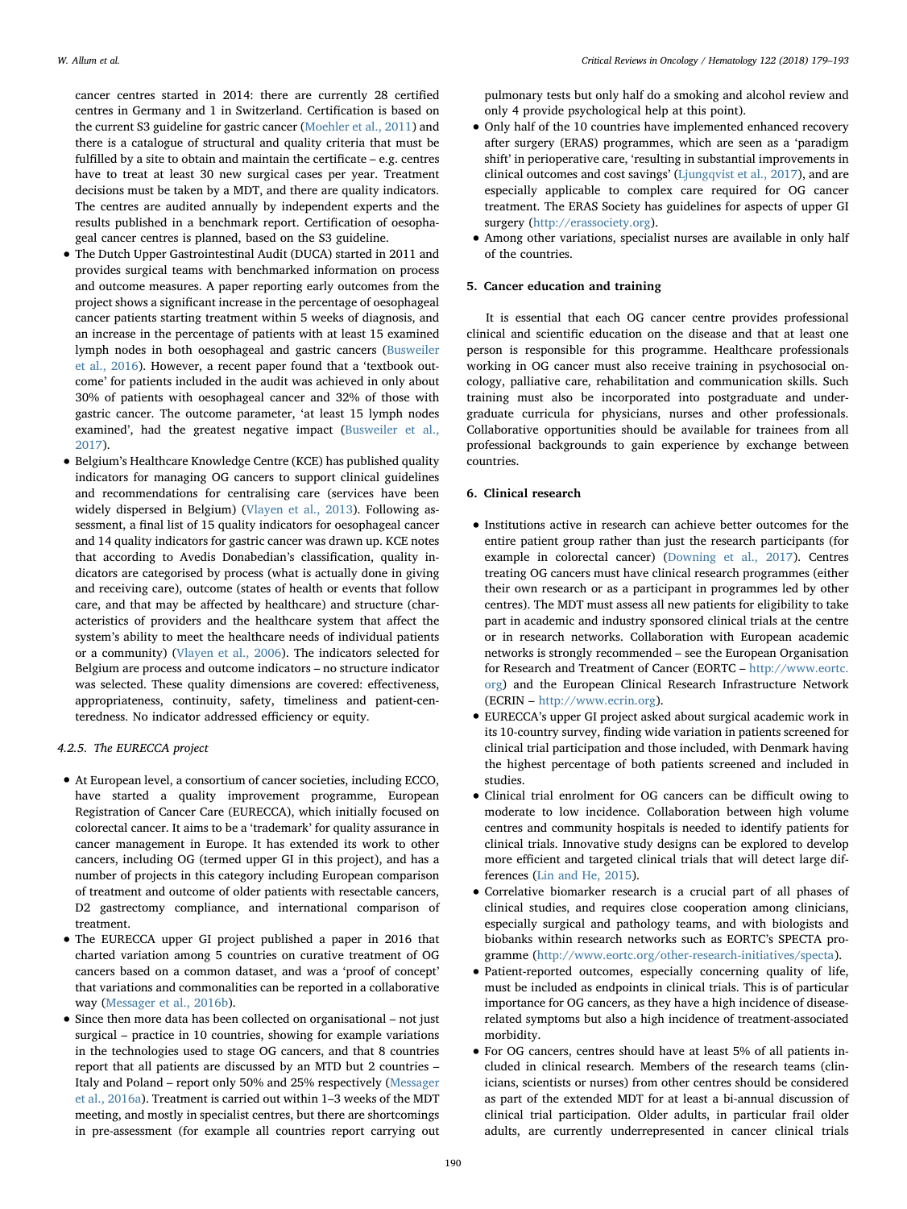cancer centres started in 2014: there are currently 28 certified centres in Germany and 1 in Switzerland. Certification is based on the current S3 guideline for gastric cancer (Moehler et al., 2011) and there is a catalogue of structural and quality criteria that must be fulfilled by a site to obtain and maintain the certificate – e.g. centres have to treat at least 30 new surgical cases per year. Treatment decisions must be taken by a MDT, and there are quality indicators. The centres are audited annually by independent experts and the results published in a benchmark report. Certification of oesophageal cancer centres is planned, based on the S3 guideline.

- The Dutch Upper Gastrointestinal Audit (DUCA) started in 2011 and provides surgical teams with benchmarked information on process and outcome measures. A paper reporting early outcomes from the project shows a significant increase in the percentage of oesophageal cancer patients starting treatment within 5 weeks of diagnosis, and an increase in the percentage of patients with at least 15 examined lymph nodes in both oesophageal and gastric cancers (Busweiler et al., 2016). However, a recent paper found that a 'textbook outcome' for patients included in the audit was achieved in only about 30% of patients with oesophageal cancer and 32% of those with gastric cancer. The outcome parameter, 'at least 15 lymph nodes examined', had the greatest negative impact (Busweiler et al., 2017).
- Belgium's Healthcare Knowledge Centre (KCE) has published quality indicators for managing OG cancers to support clinical guidelines and recommendations for centralising care (services have been widely dispersed in Belgium) (Vlayen et al., 2013). Following assessment, a final list of 15 quality indicators for oesophageal cancer and 14 quality indicators for gastric cancer was drawn up. KCE notes that according to Avedis Donabedian's classification, quality indicators are categorised by process (what is actually done in giving and receiving care), outcome (states of health or events that follow care, and that may be affected by healthcare) and structure (characteristics of providers and the healthcare system that affect the system's ability to meet the healthcare needs of individual patients or a community) (Vlayen et al., 2006). The indicators selected for Belgium are process and outcome indicators – no structure indicator was selected. These quality dimensions are covered: effectiveness, appropriateness, continuity, safety, timeliness and patient-centeredness. No indicator addressed efficiency or equity.

#### 4.2.5. The EURECCA project

- At European level, a consortium of cancer societies, including ECCO, have started a quality improvement programme, European Registration of Cancer Care (EURECCA), which initially focused on colorectal cancer. It aims to be a 'trademark' for quality assurance in cancer management in Europe. It has extended its work to other cancers, including OG (termed upper GI in this project), and has a number of projects in this category including European comparison of treatment and outcome of older patients with resectable cancers, D2 gastrectomy compliance, and international comparison of treatment.
- The EURECCA upper GI project published a paper in 2016 that charted variation among 5 countries on curative treatment of OG cancers based on a common dataset, and was a 'proof of concept' that variations and commonalities can be reported in a collaborative way (Messager et al., 2016b).
- Since then more data has been collected on organisational – not just surgical – practice in 10 countries, showing for example variations in the technologies used to stage OG cancers, and that 8 countries report that all patients are discussed by an MTD but 2 countries – Italy and Poland – report only 50% and 25% respectively (Messager et al., 2016a). Treatment is carried out within 1–3 weeks of the MDT meeting, and mostly in specialist centres, but there are shortcomings in pre-assessment (for example all countries report carrying out pulmonary tests but only half do a smoking and alcohol review and only 4 provide psychological help at this point).
- Only half of the 10 countries have implemented enhanced recovery after surgery (ERAS) programmes, which are seen as a 'paradigm shift' in perioperative care, 'resulting in substantial improvements in clinical outcomes and cost savings' (Ljungqvist et al., 2017), and are especially applicable to complex care required for OG cancer treatment. The ERAS Society has guidelines for aspects of upper GI surgery (http://erassociety.org).
- Among other variations, specialist nurses are available in only half of the countries.

## 5. Cancer education and training

It is essential that each OG cancer centre provides professional clinical and scientific education on the disease and that at least one person is responsible for this programme. Healthcare professionals working in OG cancer must also receive training in psychosocial oncology, palliative care, rehabilitation and communication skills. Such training must also be incorporated into postgraduate and undergraduate curricula for physicians, nurses and other professionals. Collaborative opportunities should be available for trainees from all professional backgrounds to gain experience by exchange between countries.

## 6. Clinical research

- Institutions active in research can achieve better outcomes for the entire patient group rather than just the research participants (for example in colorectal cancer) (Downing et al., 2017). Centres treating OG cancers must have clinical research programmes (either their own research or as a participant in programmes led by other centres). The MDT must assess all new patients for eligibility to take part in academic and industry sponsored clinical trials at the centre or in research networks. Collaboration with European academic networks is strongly recommended – see the European Organisation for Research and Treatment of Cancer (EORTC – http://www.eortc.org) and the European Clinical Research Infrastructure Network (ECRIN – http://www.ecrin.org).
- EURECCA's upper GI project asked about surgical academic work in its 10-country survey, finding wide variation in patients screened for clinical trial participation and those included, with Denmark having the highest percentage of both patients screened and included in studies.
- Clinical trial enrolment for OG cancers can be difficult owing to moderate to low incidence. Collaboration between high volume centres and community hospitals is needed to identify patients for clinical trials. Innovative study designs can be explored to develop more efficient and targeted clinical trials that will detect large differences (Lin and He, 2015).
- Correlative biomarker research is a crucial part of all phases of clinical studies, and requires close cooperation among clinicians, especially surgical and pathology teams, and with biologists and biobanks within research networks such as EORTC's SPECTA programme (http://www.eortc.org/other-research-initiatives/specta).
- Patient-reported outcomes, especially concerning quality of life, must be included as endpoints in clinical trials. This is of particular importance for OG cancers, as they have a high incidence of disease-related symptoms but also a high incidence of treatment-associated morbidity.
- For OG cancers, centres should have at least 5% of all patients included in clinical research. Members of the research teams (clinicians, scientists or nurses) from other centres should be considered as part of the extended MDT for at least a bi-annual discussion of clinical trial participation. Older adults, in particular frail older adults, are currently underrepresented in cancer clinical trials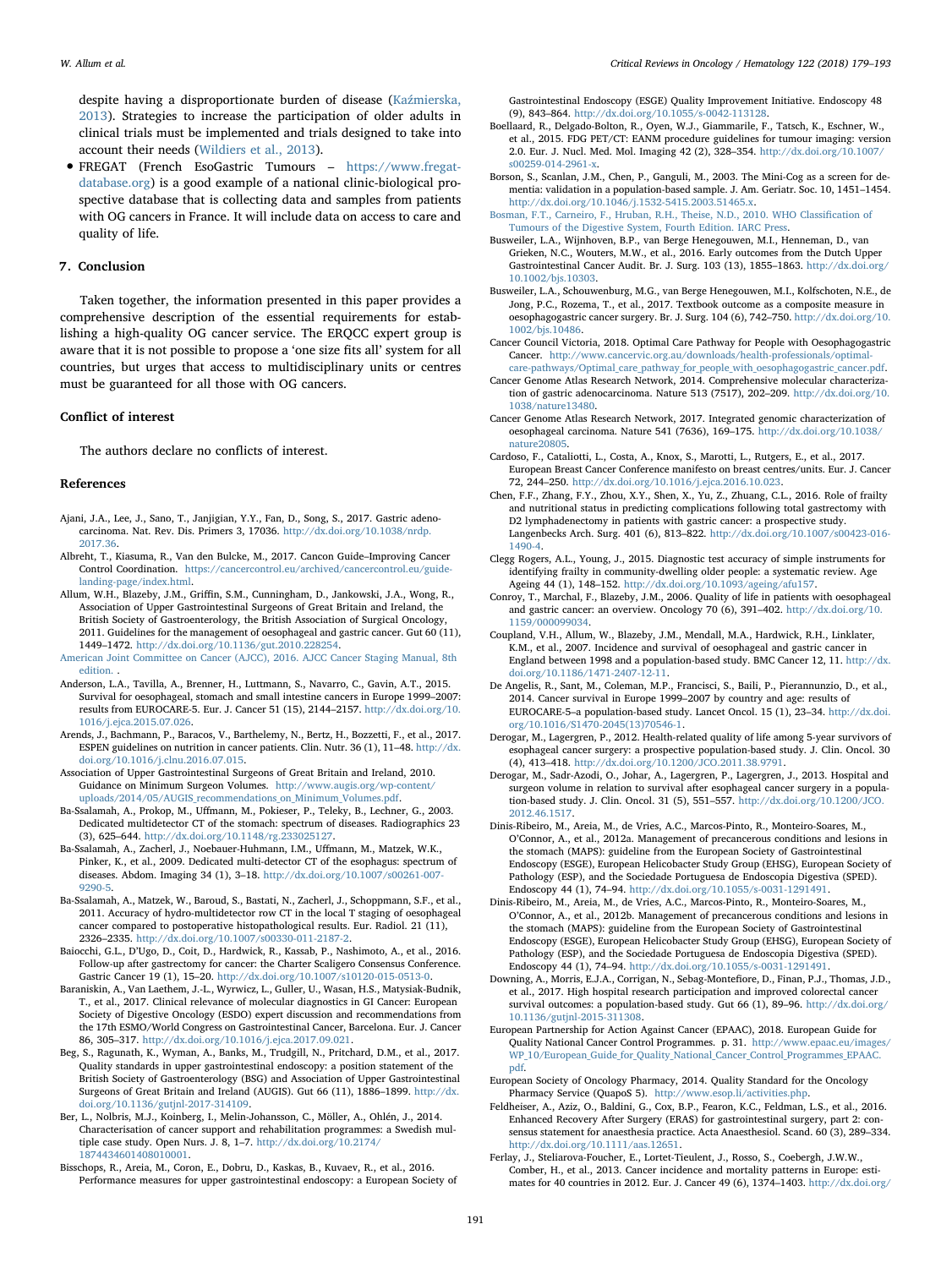despite having a disproportionate burden of disease (Kaźmierska, 2013). Strategies to increase the participation of older adults in clinical trials must be implemented and trials designed to take into account their needs (Wildiers et al., 2013).

- FREGAT (French EsoGastric Tumours – https://www.fregat-database.org) is a good example of a national clinic-biological prospective database that is collecting data and samples from patients with OG cancers in France. It will include data on access to care and quality of life.

## 7. Conclusion

Taken together, the information presented in this paper provides a comprehensive description of the essential requirements for establishing a high-quality OG cancer service. The ERQCC expert group is aware that it is not possible to propose a 'one size fits all' system for all countries, but urges that access to multidisciplinary units or centres must be guaranteed for all those with OG cancers.

## Conflict of interest

The authors declare no conflicts of interest.

## References

Ajani, J.A., Lee, J., Sano, T., Janjigian, Y.Y., Fan, D., Song, S., 2017. Gastric adenocarcinoma. Nat. Rev. Dis. Primers 3, 17036. http://dx.doi.org/10.1038/nrdp.2017.36.

Albreht, T., Kiasuma, R., Van den Bulcke, M., 2017. Cancon Guide–Improving Cancer Control Coordination. https://cancercontrol.eu/archived/cancercontrol.eu/guide-landing-page/index.html.

Allum, W.H., Blazeby, J.M., Griffin, S.M., Cunningham, D., Jankowski, J.A., Wong, R., Association of Upper Gastrointestinal Surgeons of Great Britain and Ireland, the British Society of Gastroenterology, the British Association of Surgical Oncology, 2011. Guidelines for the management of oesophageal and gastric cancer. Gut 60 (11), 1449–1472. http://dx.doi.org/10.1136/gut.2010.228254.

American Joint Committee on Cancer (AJCC), 2016. AJCC Cancer Staging Manual, 8th edition. .

Anderson, L.A., Tavilla, A., Brenner, H., Luttmann, S., Navarro, C., Gavin, A.T., 2015. Survival for oesophageal, stomach and small intestine cancers in Europe 1999–2007: results from EUROCARE-5. Eur. J. Cancer 51 (15), 2144–2157. http://dx.doi.org/10.1016/j.ejca.2015.07.026.

Arends, J., Bachmann, P., Baracos, V., Barthelemy, N., Bertz, H., Bozzetti, F., et al., 2017. ESPEN guidelines on nutrition in cancer patients. Clin. Nutr. 36 (1), 11–48. http://dx.doi.org/10.1016/j.clnu.2016.07.015.

Association of Upper Gastrointestinal Surgeons of Great Britain and Ireland, 2010. Guidance on Minimum Surgeon Volumes. http://www.augis.org/wp-content/uploads/2014/05/AUGIS_recommendations_on_Minimum_Volumes.pdf.

Ba-Ssalamah, A., Prokop, M., Uffmann, M., Pokieser, P., Teleky, B., Lechner, G., 2003. Dedicated multidetector CT of the stomach: spectrum of diseases. Radiographics 23 (3), 625–644. http://dx.doi.org/10.1148/rg.233025127.

Ba-Ssalamah, A., Zacherl, J., Noebauer-Huhmann, I.M., Uffmann, M., Matzek, W.K., Pinker, K., et al., 2009. Dedicated multi-detector CT of the esophagus: spectrum of diseases. Abdom. Imaging 34 (1), 3–18. http://dx.doi.org/10.1007/s00261-007-9290-5.

Ba-Ssalamah, A., Matzek, W., Baroud, S., Bastati, N., Zacherl, J., Schoppmann, S.F., et al., 2011. Accuracy of hydro-multidetector row CT in the local T staging of oesophageal cancer compared to postoperative histopathological results. Eur. Radiol. 21 (11), 2326–2335. http://dx.doi.org/10.1007/s00330-011-2187-2.

Baiocchi, G.L., D'Ugo, D., Coit, D., Hardwick, R., Kassab, P., Nashimoto, A., et al., 2016. Follow-up after gastrectomy for cancer: the Charter Scaligero Consensus Conference. Gastric Cancer 19 (1), 15–20. http://dx.doi.org/10.1007/s10120-015-0513-0.

Baraniskin, A., Van Laethem, J.-L., Wyrwicz, L., Guller, U., Wasan, H.S., Matysiak-Budnik, T., et al., 2017. Clinical relevance of molecular diagnostics in GI Cancer: European Society of Digestive Oncology (ESDO) expert discussion and recommendations from the 17th ESMO/World Congress on Gastrointestinal Cancer, Barcelona. Eur. J. Cancer 86, 305–317. http://dx.doi.org/10.1016/j.ejca.2017.09.021.

Beg, S., Ragunath, K., Wyman, A., Banks, M., Trudgill, N., Pritchard, D.M., et al., 2017. Quality standards in upper gastrointestinal endoscopy: a position statement of the British Society of Gastroenterology (BSG) and Association of Upper Gastrointestinal Surgeons of Great Britain and Ireland (AUGIS). Gut 66 (11), 1886–1899. http://dx.doi.org/10.1136/gutjnl-2017-314109.

Ber, L., Nolbris, M.J., Koinberg, I., Melin-Johansson, C., Möller, A., Ohlén, J., 2014. Characterisation of cancer support and rehabilitation programmes: a Swedish multiple case study. Open Nurs. J. 8, 1–7. http://dx.doi.org/10.2174/1874434601408010001.

Bisschops, R., Areia, M., Coron, E., Dobru, D., Kaskas, B., Kuvaev, R., et al., 2016. Performance measures for upper gastrointestinal endoscopy: a European Society of Gastrointestinal Endoscopy (ESGE) Quality Improvement Initiative. Endoscopy 48 (9), 843–864. http://dx.doi.org/10.1055/s-0042-113128.

Boellaard, R., Delgado-Bolton, R., Oyen, W.J., Giammarile, F., Tatsch, K., Eschner, W., et al., 2015. FDG PET/CT: EANM procedure guidelines for tumour imaging: version 2.0. Eur. J. Nucl. Med. Mol. Imaging 42 (2), 328–354. http://dx.doi.org/10.1007/s00259-014-2961-x.

Borson, S., Scanlan, J.M., Chen, P., Ganguli, M., 2003. The Mini-Cog as a screen for dementia: validation in a population-based sample. J. Am. Geriatr. Soc. 10, 1451–1454. http://dx.doi.org/10.1046/j.1532-5415.2003.51465.x.

Bosman, F.T., Carneiro, F., Hruban, R.H., Theise, N.D., 2010. WHO Classification of Tumours of the Digestive System, Fourth Edition. IARC Press.

Busweiler, L.A., Wijnhoven, B.P., van Berge Henegouwen, M.I., Henneman, D., van Grieken, N.C., Wouters, M.W., et al., 2016. Early outcomes from the Dutch Upper Gastrointestinal Cancer Audit. Br. J. Surg. 103 (13), 1855–1863. http://dx.doi.org/10.1002/bjs.10303.

Busweiler, L.A., Schouwenburg, M.G., van Berge Henegouwen, M.I., Kolfschoten, N.E., de Jong, P.C., Rozema, T., et al., 2017. Textbook outcome as a composite measure in oesophagogastric cancer surgery. Br. J. Surg. 104 (6), 742–750. http://dx.doi.org/10.1002/bjs.10486.

Cancer Council Victoria, 2018. Optimal Care Pathway for People with Oesophagogastric Cancer. http://www.cancervic.org.au/downloads/health-professionals/optimal-care-pathways/Optimal_care_pathway_for_people_with_oesophagogastric_cancer.pdf.

Cancer Genome Atlas Research Network, 2014. Comprehensive molecular characterization of gastric adenocarcinoma. Nature 513 (7517), 202–209. http://dx.doi.org/10.1038/nature13480.

Cancer Genome Atlas Research Network, 2017. Integrated genomic characterization of oesophageal carcinoma. Nature 541 (7636), 169–175. http://dx.doi.org/10.1038/nature20805.

Cardoso, F., Cataliotti, L., Costa, A., Knox, S., Marotti, L., Rutgers, E., et al., 2017. European Breast Cancer Conference manifesto on breast centres/units. Eur. J. Cancer 72, 244–250. http://dx.doi.org/10.1016/j.ejca.2016.10.023.

Chen, F.F., Zhang, F.Y., Zhou, X.Y., Shen, X., Yu, Z., Zhuang, C.L., 2016. Role of frailty and nutritional status in predicting complications following total gastrectomy with D2 lymphadenectomy in patients with gastric cancer: a prospective study. Langenbecks Arch. Surg. 401 (6), 813–822. http://dx.doi.org/10.1007/s00423-016-1490-4.

Clegg Rogers, A.L., Young, J., 2015. Diagnostic test accuracy of simple instruments for identifying frailty in community-dwelling older people: a systematic review. Age Ageing 44 (1), 148–152. http://dx.doi.org/10.1093/ageing/afu157.

Conroy, T., Marchal, F., Blazeby, J.M., 2006. Quality of life in patients with oesophageal and gastric cancer: an overview. Oncology 70 (6), 391–402. http://dx.doi.org/10.1159/000099034.

Coupland, V.H., Allum, W., Blazeby, J.M., Mendall, M.A., Hardwick, R.H., Linklater, K.M., et al., 2007. Incidence and survival of oesophageal and gastric cancer in England between 1998 and a population-based study. BMC Cancer 12, 11. http://dx.doi.org/10.1186/1471-2407-12-11.

De Angelis, R., Sant, M., Coleman, M.P., Francisci, S., Baili, P., Pierannunzio, D., et al., 2014. Cancer survival in Europe 1999–2007 by country and age: results of EUROCARE-5–a population-based study. Lancet Oncol. 15 (1), 23–34. http://dx.doi.org/10.1016/S1470-2045(13)70546-1.

Derogar, M., Lagergren, P., 2012. Health-related quality of life among 5-year survivors of esophageal cancer surgery: a prospective population-based study. J. Clin. Oncol. 30 (4), 413–418. http://dx.doi.org/10.1200/JCO.2011.38.9791.

Derogar, M., Sadr-Azodi, O., Johar, A., Lagergren, P., Lagergren, J., 2013. Hospital and surgeon volume in relation to survival after esophageal cancer surgery in a population-based study. J. Clin. Oncol. 31 (5), 551–557. http://dx.doi.org/10.1200/JCO.2012.46.1517.

Dinis-Ribeiro, M., Areia, M., de Vries, A.C., Marcos-Pinto, R., Monteiro-Soares, M., O'Connor, A., et al., 2012a. Management of precancerous conditions and lesions in the stomach (MAPS): guideline from the European Society of Gastrointestinal Endoscopy (ESGE), European Helicobacter Study Group (EHSG), European Society of Pathology (ESP), and the Sociedade Portuguesa de Endoscopia Digestiva (SPED). Endoscopy 44 (1), 74–94. http://dx.doi.org/10.1055/s-0031-1291491.

Dinis-Ribeiro, M., Areia, M., de Vries, A.C., Marcos-Pinto, R., Monteiro-Soares, M., O'Connor, A., et al., 2012b. Management of precancerous conditions and lesions in the stomach (MAPS): guideline from the European Society of Gastrointestinal Endoscopy (ESGE), European Helicobacter Study Group (EHSG), European Society of Pathology (ESP), and the Sociedade Portuguesa de Endoscopia Digestiva (SPED). Endoscopy 44 (1), 74–94. http://dx.doi.org/10.1055/s-0031-1291491.

Downing, A., Morris, E.J.A., Corrigan, N., Sebag-Montefiore, D., Finan, P.J., Thomas, J.D., et al., 2017. High hospital research participation and improved colorectal cancer survival outcomes: a population-based study. Gut 66 (1), 89–96. http://dx.doi.org/10.1136/gutjnl-2015-311308.

European Partnership for Action Against Cancer (EPAAC), 2018. European Guide for Quality National Cancer Control Programmes. p. 31. http://www.epaac.eu/images/WP_10/European_Guide_for_Quality_National_Cancer_Control_Programmes_EPAAC.pdf.

European Society of Oncology Pharmacy, 2014. Quality Standard for the Oncology Pharmacy Service (QuapoS 5). http://www.esop.li/activities.php.

Feldheiser, A., Aziz, O., Baldini, G., Cox, B.P., Fearon, K.C., Feldman, L.S., et al., 2016. Enhanced Recovery After Surgery (ERAS) for gastrointestinal surgery, part 2: consensus statement for anaesthesia practice. Acta Anaesthesiol. Scand. 60 (3), 289–334. http://dx.doi.org/10.1111/aas.12651.

Ferlay, J., Steliarova-Foucher, E., Lortet-Tieulent, J., Rosso, S., Coebergh, J.W.W., Comber, H., et al., 2013. Cancer incidence and mortality patterns in Europe: estimates for 40 countries in 2012. Eur. J. Cancer 49 (6), 1374–1403. http://dx.doi.org/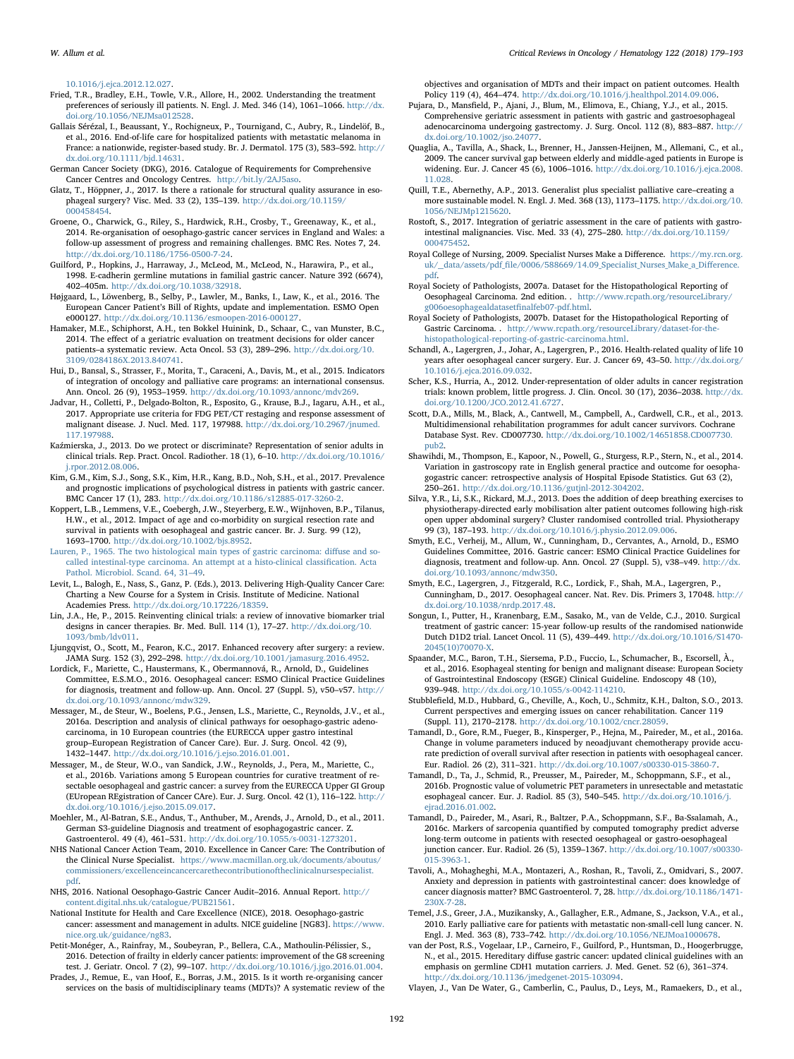10.1016/j.ejca.2012.12.027.

Fried, T.R., Bradley, E.H., Towle, V.R., Allore, H., 2002. Understanding the treatment preferences of seriously ill patients. N. Engl. J. Med. 346 (14), 1061–1066. http://dx.doi.org/10.1056/NEJMsa012528.

Gallais Sérézal, I., Beaussant, Y., Rochigneux, P., Tournigand, C., Aubry, R., Lindelöf, B., et al., 2016. End-of-life care for hospitalized patients with metastatic melanoma in France: a nationwide, register-based study. Br. J. Dermatol. 175 (3), 583–592. http://dx.doi.org/10.1111/bjd.14631.

German Cancer Society (DKG), 2016. Catalogue of Requirements for Comprehensive Cancer Centres and Oncology Centres. http://bit.ly/2AJ5aso.

Glatz, T., Höppner, J., 2017. Is there a rationale for structural quality assurance in esophageal surgery? Visc. Med. 33 (2), 135–139. http://dx.doi.org/10.1159/000458454.

Groene, O., Charwick, G., Riley, S., Hardwick, R.H., Crosby, T., Greenaway, K., et al., 2014. Re-organisation of oesophago-gastric cancer services in England and Wales: a follow-up assessment of progress and remaining challenges. BMC Res. Notes 7, 24. http://dx.doi.org/10.1186/1756-0500-7-24.

Guilford, P., Hopkins, J., Harraway, J., McLeod, M., McLeod, N., Harawira, P., et al., 1998. E-cadherin germline mutations in familial gastric cancer. Nature 392 (6674), 402–405m. http://dx.doi.org/10.1038/32918.

Højgaard, L., Löwenberg, B., Selby, P., Lawler, M., Banks, I., Law, K., et al., 2016. The European Cancer Patient's Bill of Rights, update and implementation. ESMO Open e000127. http://dx.doi.org/10.1136/esmoopen-2016-000127.

Hamaker, M.E., Schiphorst, A.H., ten Bokkel Huinink, D., Schaar, C., van Munster, B.C., 2014. The effect of a geriatric evaluation on treatment decisions for older cancer patients–a systematic review. Acta Oncol. 53 (3), 289–296. http://dx.doi.org/10.3109/0284186X.2013.840741.

Hui, D., Bansal, S., Strasser, F., Morita, T., Caraceni, A., Davis, M., et al., 2015. Indicators of integration of oncology and palliative care programs: an international consensus. Ann. Oncol. 26 (9), 1953–1959. http://dx.doi.org/10.1093/annonc/mdv269.

Jadvar, H., Colletti, P., Delgado-Bolton, R., Esposito, G., Krause, B.J., Iagaru, A.H., et al., 2017. Appropriate use criteria for FDG PET/CT restaging and response assessment of malignant disease. J. Nucl. Med. 117, 197988. http://dx.doi.org/10.2967/jnumed.117.197988.

Kaźmierska, J., 2013. Do we protect or discriminate? Representation of senior adults in clinical trials. Rep. Pract. Oncol. Radiother. 18 (1), 6–10. http://dx.doi.org/10.1016/j.rpor.2012.08.006.

Kim, G.M., Kim, S.J., Song, S.K., Kim, H.R., Kang, B.D., Noh, S.H., et al., 2017. Prevalence and prognostic implications of psychological distress in patients with gastric cancer. BMC Cancer 17 (1), 283. http://dx.doi.org/10.1186/s12885-017-3260-2.

Koppert, L.B., Lemmens, V.E., Coebergh, J.W., Steyerberg, E.W., Wijnhoven, B.P., Tilanus, H.W., et al., 2012. Impact of age and co-morbidity on surgical resection rate and survival in patients with oesophageal and gastric cancer. Br. J. Surg. 99 (12), 1693–1700. http://dx.doi.org/10.1002/bjs.8952.

Lauren, P., 1965. The two histological main types of gastric carcinoma: diffuse and so-called intestinal-type carcinoma. An attempt at a histo-clinical classification. Acta Pathol. Microbiol. Scand. 64, 31–49.

Levit, L., Balogh, E., Nass, S., Ganz, P. (Eds.), 2013. Delivering High-Quality Cancer Care: Charting a New Course for a System in Crisis. Institute of Medicine. National Academies Press. http://dx.doi.org/10.17226/18359.

Lin, J.A., He, P., 2015. Reinventing clinical trials: a review of innovative biomarker trial designs in cancer therapies. Br. Med. Bull. 114 (1), 17–27. http://dx.doi.org/10.1093/bmb/ldv011.

Ljungqvist, O., Scott, M., Fearon, K.C., 2017. Enhanced recovery after surgery: a review. JAMA Surg. 152 (3), 292–298. http://dx.doi.org/10.1001/jamasurg.2016.4952.

Lordick, F., Mariette, C., Haustermans, K., Obermannová, R., Arnold, D., Guidelines Committee, E.S.M.O., 2016. Oesophageal cancer: ESMO Clinical Practice Guidelines for diagnosis, treatment and follow-up. Ann. Oncol. 27 (Suppl. 5), v50–v57. http://dx.doi.org/10.1093/annonc/mdw329.

Messager, M., de Steur, W., Boelens, P.G., Jensen, L.S., Mariette, C., Reynolds, J.V., et al., 2016a. Description and analysis of clinical pathways for oesophago-gastric adenocarcinoma, in 10 European countries (the EURECCA upper gastro intestinal group–European Registration of Cancer Care). Eur. J. Surg. Oncol. 42 (9), 1432–1447. http://dx.doi.org/10.1016/j.ejso.2016.01.001.

Messager, M., de Steur, W.O., van Sandick, J.W., Reynolds, J., Pera, M., Mariette, C., et al., 2016b. Variations among 5 European countries for curative treatment of resectable oesophageal and gastric cancer: a survey from the EURECCA Upper GI Group (EUropean REgistration of Cancer CAre). Eur. J. Surg. Oncol. 42 (1), 116–122. http://dx.doi.org/10.1016/j.ejso.2015.09.017.

Moehler, M., Al-Batran, S.E., Andus, T., Anthuber, M., Arends, J., Arnold, D., et al., 2011. German S3-guideline Diagnosis and treatment of esophagogastric cancer. Z. Gastroenterol. 49 (4), 461–531. http://dx.doi.org/10.1055/s-0031-1273201.

NHS National Cancer Action Team, 2010. Excellence in Cancer Care: The Contribution of the Clinical Nurse Specialist. https://www.macmillan.org.uk/documents/aboutus/commissioners/excellenceincancercarethecontributionoftheclinicalnursespecialist.pdf.

NHS, 2016. National Oesophago-Gastric Cancer Audit–2016. Annual Report. http://content.digital.nhs.uk/catalogue/PUB21561.

National Institute for Health and Care Excellence (NICE), 2018. Oesophago-gastric cancer: assessment and management in adults. NICE guideline [NG83]. https://www.nice.org.uk/guidance/ng83.

Petit-Monéger, A., Rainfray, M., Soubeyran, P., Bellera, C.A., Mathoulin-Pélissier, S., 2016. Detection of frailty in elderly cancer patients: improvement of the G8 screening test. J. Geriatr. Oncol. 7 (2), 99–107. http://dx.doi.org/10.1016/j.jgo.2016.01.004.

Prades, J., Remue, E., van Hoof, E., Borras, J.M., 2015. Is it worth re-organising cancer services on the basis of multidisciplinary teams (MDTs)? A systematic review of the objectives and organisation of MDTs and their impact on patient outcomes. Health Policy 119 (4), 464–474. http://dx.doi.org/10.1016/j.healthpol.2014.09.006.

Pujara, D., Mansfield, P., Ajani, J., Blum, M., Elimova, E., Chiang, Y.J., et al., 2015. Comprehensive geriatric assessment in patients with gastric and gastroesophageal adenocarcinoma undergoing gastrectomy. J. Surg. Oncol. 112 (8), 883–887. http://dx.doi.org/10.1002/jso.24077.

Quaglia, A., Tavilla, A., Shack, L., Brenner, H., Janssen-Heijnen, M., Allemani, C., et al., 2009. The cancer survival gap between elderly and middle-aged patients in Europe is widening. Eur. J. Cancer 45 (6), 1006–1016. http://dx.doi.org/10.1016/j.ejca.2008.11.028.

Quill, T.E., Abernethy, A.P., 2013. Generalist plus specialist palliative care–creating a more sustainable model. N. Engl. J. Med. 368 (13), 1173–1175. http://dx.doi.org/10.1056/NEJMp1215620.

Rostoft, S., 2017. Integration of geriatric assessment in the care of patients with gastrointestinal malignancies. Visc. Med. 33 (4), 275–280. http://dx.doi.org/10.1159/000475452.

Royal College of Nursing, 2009. Specialist Nurses Make a Difference. https://my.rcn.org.uk/__data/assets/pdf_file/0006/588669/14.09_Specialist_Nurses_Make_a_Difference.pdf.

Royal Society of Pathologists, 2007a. Dataset for the Histopathological Reporting of Oesophageal Carcinoma. 2nd edition. . http://www.rcpath.org/resourceLibrary/g006oesophagealdatasetfinalfeb07-pdf.html.

Royal Society of Pathologists, 2007b. Dataset for the Histopathological Reporting of Gastric Carcinoma. . http://www.rcpath.org/resourceLibrary/dataset-for-the-histopathological-reporting-of-gastric-carcinoma.html.

Schandl, A., Lagergren, J., Johar, A., Lagergren, P., 2016. Health-related quality of life 10 years after oesophageal cancer surgery. Eur. J. Cancer 69, 43–50. http://dx.doi.org/10.1016/j.ejca.2016.09.032.

Scher, K.S., Hurria, A., 2012. Under-representation of older adults in cancer registration trials: known problem, little progress. J. Clin. Oncol. 30 (17), 2036–2038. http://dx.doi.org/10.1200/JCO.2012.41.6727.

Scott, D.A., Mills, M., Black, A., Cantwell, M., Campbell, A., Cardwell, C.R., et al., 2013. Multidimensional rehabilitation programmes for adult cancer survivors. Cochrane Database Syst. Rev. CD007730. http://dx.doi.org/10.1002/14651858.CD007730.pub2.

Shawihdi, M., Thompson, E., Kapoor, N., Powell, G., Sturgess, R.P., Stern, N., et al., 2014. Variation in gastroscopy rate in English general practice and outcome for oesophagogastric cancer: retrospective analysis of Hospital Episode Statistics. Gut 63 (2), 250–261. http://dx.doi.org/10.1136/gutjnl-2012-304202.

Silva, Y.R., Li, S.K., Rickard, M.J., 2013. Does the addition of deep breathing exercises to physiotherapy-directed early mobilisation alter patient outcomes following high-risk open upper abdominal surgery? Cluster randomised controlled trial. Physiotherapy 99 (3), 187–193. http://dx.doi.org/10.1016/j.physio.2012.09.006.

Smyth, E.C., Verheij, M., Allum, W., Cunningham, D., Cervantes, A., Arnold, D., ESMO Guidelines Committee, 2016. Gastric cancer: ESMO Clinical Practice Guidelines for diagnosis, treatment and follow-up. Ann. Oncol. 27 (Suppl. 5), v38–v49. http://dx.doi.org/10.1093/annonc/mdw350.

Smyth, E.C., Lagergren, J., Fitzgerald, R.C., Lordick, F., Shah, M.A., Lagergren, P., Cunningham, D., 2017. Oesophageal cancer. Nat. Rev. Dis. Primers 3, 17048. http://dx.doi.org/10.1038/nrdp.2017.48.

Songun, I., Putter, H., Kranenbarg, E.M., Sasako, M., van de Velde, C.J., 2010. Surgical treatment of gastric cancer: 15-year follow-up results of the randomised nationwide Dutch D1D2 trial. Lancet Oncol. 11 (5), 439–449. http://dx.doi.org/10.1016/S1470-2045(10)70070-X.

Spaander, M.C., Baron, T.H., Siersema, P.D., Fuccio, L., Schumacher, B., Escorsell, À., et al., 2016. Esophageal stenting for benign and malignant disease: European Society of Gastrointestinal Endoscopy (ESGE) Clinical Guideline. Endoscopy 48 (10), 939–948. http://dx.doi.org/10.1055/s-0042-114210.

Stubblefield, M.D., Hubbard, G., Cheville, A., Koch, U., Schmitz, K.H., Dalton, S.O., 2013. Current perspectives and emerging issues on cancer rehabilitation. Cancer 119 (Suppl. 11), 2170–2178. http://dx.doi.org/10.1002/cncr.28059.

Tamandl, D., Gore, R.M., Fueger, B., Kinsperger, P., Hejna, M., Paireder, M., et al., 2016a. Change in volume parameters induced by neoadjuvant chemotherapy provide accurate prediction of overall survival after resection in patients with oesophageal cancer. Eur. Radiol. 26 (2), 311–321. http://dx.doi.org/10.1007/s00330-015-3860-7.

Tamandl, D., Ta, J., Schmid, R., Preusser, M., Paireder, M., Schoppmann, S.F., et al., 2016b. Prognostic value of volumetric PET parameters in unresectable and metastatic esophageal cancer. Eur. J. Radiol. 85 (3), 540–545. http://dx.doi.org/10.1016/j.ejrad.2016.01.002.

Tamandl, D., Paireder, M., Asari, R., Baltzer, P.A., Schoppmann, S.F., Ba-Ssalamah, A., 2016c. Markers of sarcopenia quantified by computed tomography predict adverse long-term outcome in patients with resected oesophageal or gastro-oesophageal junction cancer. Eur. Radiol. 26 (5), 1359–1367. http://dx.doi.org/10.1007/s00330-015-3963-1.

Tavoli, A., Mohagheghi, M.A., Montazeri, A., Roshan, R., Tavoli, Z., Omidvari, S., 2007. Anxiety and depression in patients with gastrointestinal cancer: does knowledge of cancer diagnosis matter? BMC Gastroenterol. 7, 28. http://dx.doi.org/10.1186/1471-230X-7-28.

Temel, J.S., Greer, J.A., Muzikansky, A., Gallagher, E.R., Admane, S., Jackson, V.A., et al., 2010. Early palliative care for patients with metastatic non-small-cell lung cancer. N. Engl. J. Med. 363 (8), 733–742. http://dx.doi.org/10.1056/NEJMoa1000678.

van der Post, R.S., Vogelaar, I.P., Carneiro, F., Guilford, P., Huntsman, D., Hoogerbrugge, N., et al., 2015. Hereditary diffuse gastric cancer: updated clinical guidelines with an emphasis on germline CDH1 mutation carriers. J. Med. Genet. 52 (6), 361–374. http://dx.doi.org/10.1136/jmedgenet-2015-103094.

Vlayen, J., Van De Water, G., Camberlin, C., Paulus, D., Leys, M., Ramaekers, D., et al.,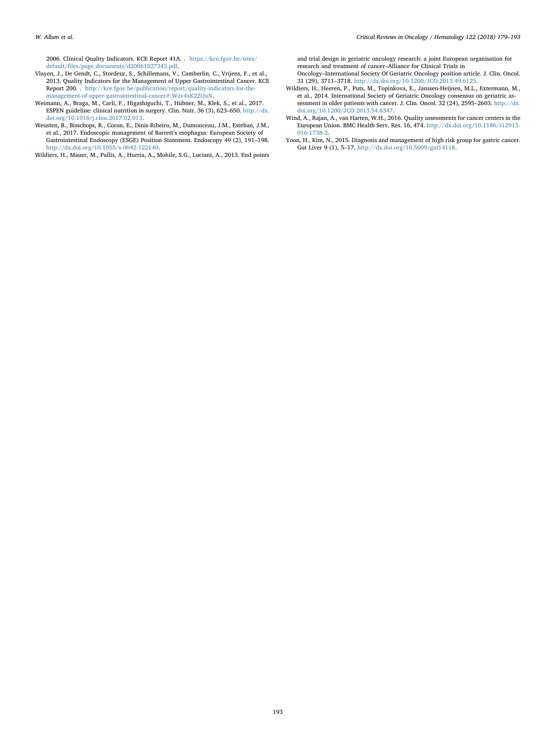2006. Clinical Quality Indicators. KCE Report 41A. . https://kce.fgov.be/sites/default/files/page_documents/d20061027343.pdf.

Vlayen, J., De Gendt, C., Stordeur, S., Schillemans, V., Camberlin, C., Vrijens, F., et al., 2013. Quality Indicators for the Management of Upper Gastrointestinal Cancer. KCE Report 200. . http://kce.fgov.be/publication/report/quality-indicators-for-the-management-of-upper-gastrointestinal-cancer#.Wav4xK2ZOuN.

Weimann, A., Braga, M., Carli, F., Higashiguchi, T., Hübner, M., Klek, S., et al., 2017. ESPEN guideline: clinical nutrition in surgery. Clin. Nutr. 36 (3), 623–650. http://dx.doi.org/10.1016/j.clnu.2017.02.013.

Weusten, B., Bisschops, R., Coron, E., Dinis-Ribeiro, M., Dumonceau, J.M., Esteban, J.M., et al., 2017. Endoscopic management of Barrett's esophagus: European Society of Gastrointestinal Endoscopy (ESGE) Position Statement. Endoscopy 49 (2), 191–198. http://dx.doi.org/10.1055/s-0042-122140.

Wildiers, H., Mauer, M., Pallis, A., Hurria, A., Mohile, S.G., Luciani, A., 2013. End points and trial design in geriatric oncology research: a joint European organisation for research and treatment of cancer–Alliance for Clinical Trials in Oncology–International Society Of Geriatric Oncology position article. J. Clin. Oncol. 31 (29), 3711–3718. http://dx.doi.org/10.1200/JCO.2013.49.6125.

Wildiers, H., Heeren, P., Puts, M., Topinkova, E., Janssen-Heijnen, M.L., Extermann, M., et al., 2014. International Society of Geriatric Oncology consensus on geriatric assessment in older patients with cancer. J. Clin. Oncol. 32 (24), 2595–2603. http://dx.doi.org/10.1200/JCO.2013.54.8347.

Wind, A., Rajan, A., van Harten, W.H., 2016. Quality assessments for cancer centers in the European Union. BMC Health Serv. Res. 16, 474. http://dx.doi.org/10.1186/s12913-016-1738-2.

Yoon, H., Kim, N., 2015. Diagnosis and management of high risk group for gastric cancer. Gut Liver 9 (1), 5–17. http://dx.doi.org/10.5009/gnl14118.